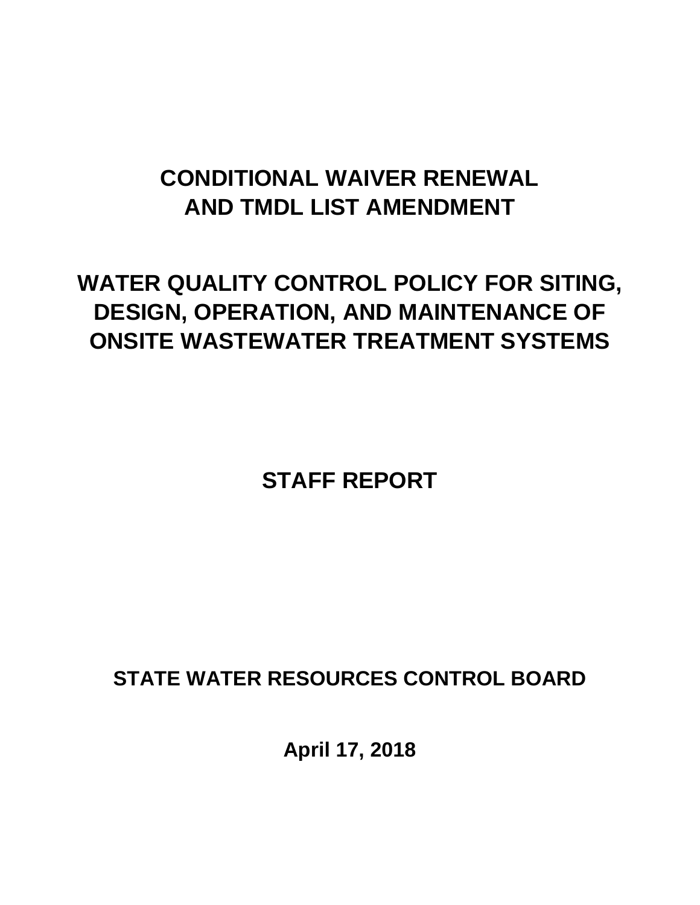# CONDITIONAL WAIVER RENEWAL AND TMDL LIST AMENDMENT

# WATER QUALITY CONTROL POLICY FOR SITING, DESIGN, OPERATION, AND MAINTENANCE OF ONSITE WASTEWATER TREATMENT SYSTEMS

## STAFF REPORT

**STATE WATER RESOURCES CONTROL BOARD**

**April 17, 2018**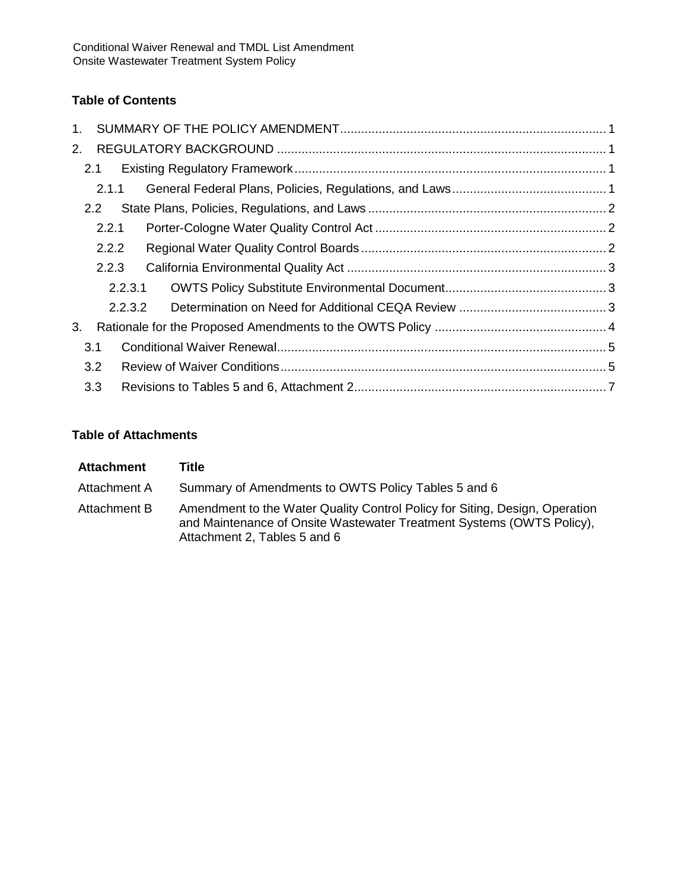**Table of Contents**

1. SUMMARY OF THE POLICY AMENDMENT .......... 1
2. REGULATORY BACKGROUND .......... 1
   - 2.1 Existing Regulatory Framework .......... 1
     - 2.1.1 General Federal Plans, Policies, Regulations, and Laws .......... 1
   - 2.2 State Plans, Policies, Regulations, and Laws .......... 2
     - 2.2.1 Porter-Cologne Water Quality Control Act .......... 2
     - 2.2.2 Regional Water Quality Control Boards .......... 2
     - 2.2.3 California Environmental Quality Act .......... 3
       - 2.2.3.1 OWTS Policy Substitute Environmental Document .......... 3
       - 2.2.3.2 Determination on Need for Additional CEQA Review .......... 3
3. Rationale for the Proposed Amendments to the OWTS Policy .......... 4
   - 3.1 Conditional Waiver Renewal .......... 5
   - 3.2 Review of Waiver Conditions .......... 5
   - 3.3 Revisions to Tables 5 and 6, Attachment 2 .......... 7

**Table of Attachments**

| Attachment | Title |
|---|---|
| Attachment A | Summary of Amendments to OWTS Policy Tables 5 and 6 |
| Attachment B | Amendment to the Water Quality Control Policy for Siting, Design, Operation and Maintenance of Onsite Wastewater Treatment Systems (OWTS Policy), Attachment 2, Tables 5 and 6 |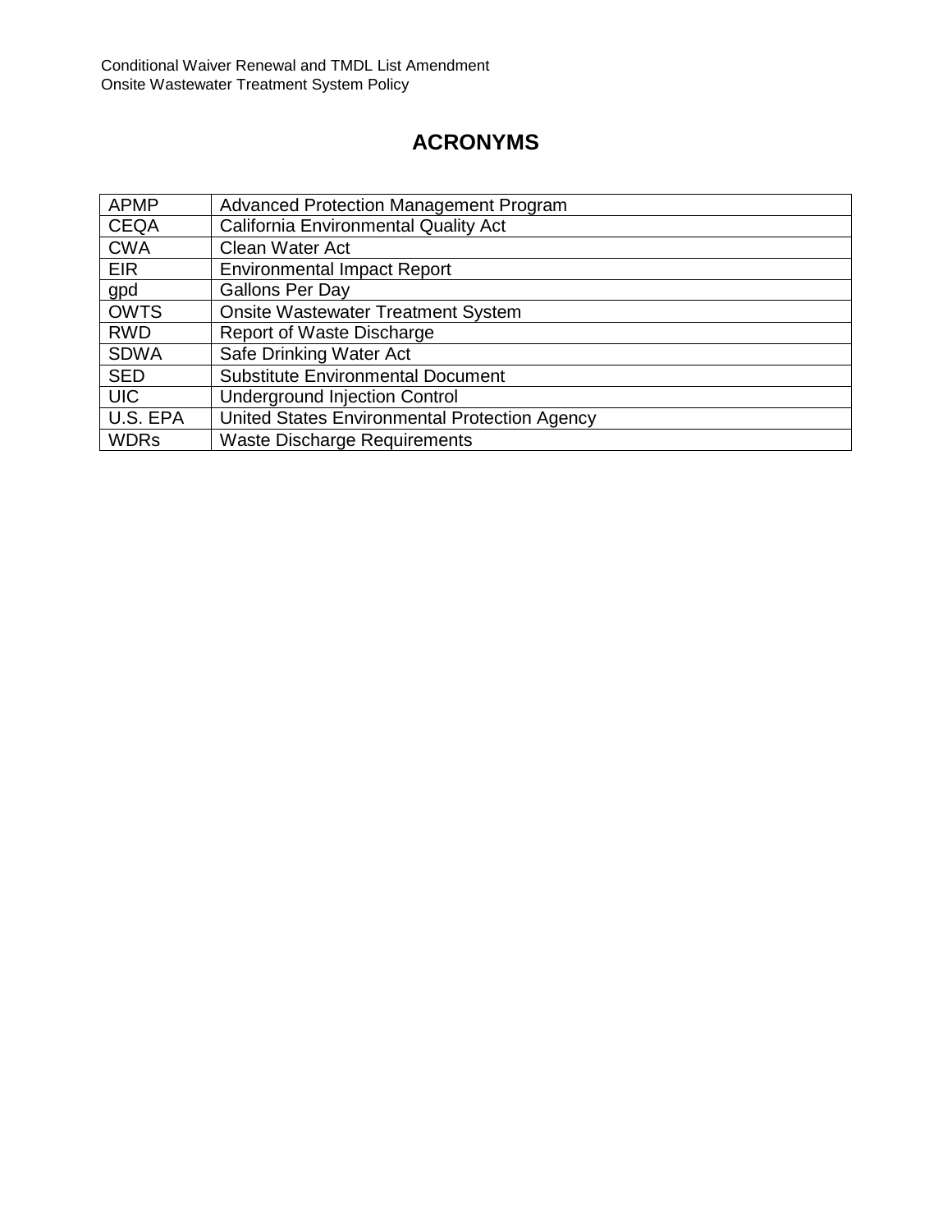# ACRONYMS

| | |
|---|---|
| APMP | Advanced Protection Management Program |
| CEQA | California Environmental Quality Act |
| CWA | Clean Water Act |
| EIR | Environmental Impact Report |
| gpd | Gallons Per Day |
| OWTS | Onsite Wastewater Treatment System |
| RWD | Report of Waste Discharge |
| SDWA | Safe Drinking Water Act |
| SED | Substitute Environmental Document |
| UIC | Underground Injection Control |
| U.S. EPA | United States Environmental Protection Agency |
| WDRs | Waste Discharge Requirements |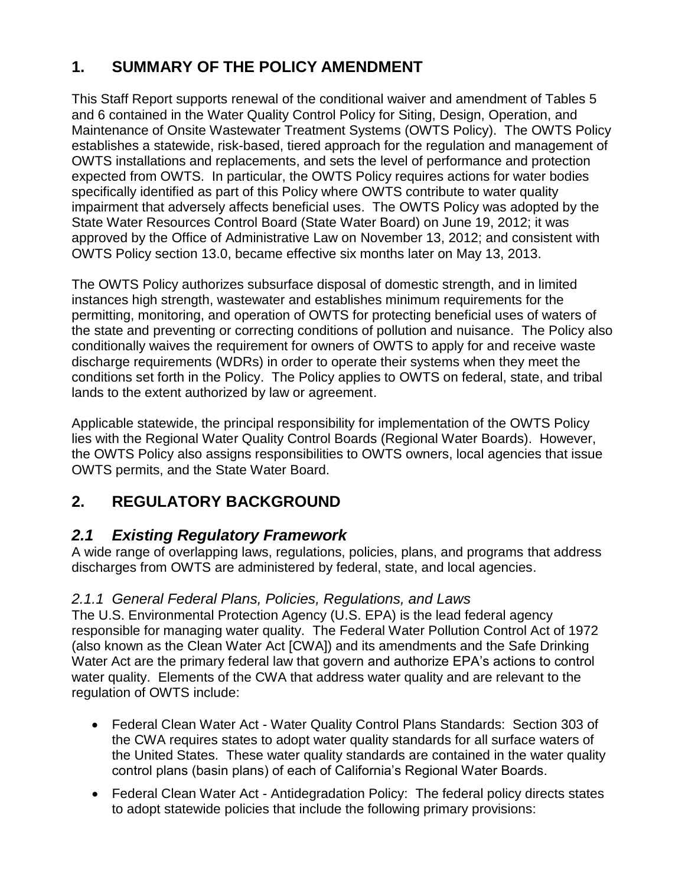# 1. SUMMARY OF THE POLICY AMENDMENT

This Staff Report supports renewal of the conditional waiver and amendment of Tables 5 and 6 contained in the Water Quality Control Policy for Siting, Design, Operation, and Maintenance of Onsite Wastewater Treatment Systems (OWTS Policy). The OWTS Policy establishes a statewide, risk-based, tiered approach for the regulation and management of OWTS installations and replacements, and sets the level of performance and protection expected from OWTS. In particular, the OWTS Policy requires actions for water bodies specifically identified as part of this Policy where OWTS contribute to water quality impairment that adversely affects beneficial uses. The OWTS Policy was adopted by the State Water Resources Control Board (State Water Board) on June 19, 2012; it was approved by the Office of Administrative Law on November 13, 2012; and consistent with OWTS Policy section 13.0, became effective six months later on May 13, 2013.

The OWTS Policy authorizes subsurface disposal of domestic strength, and in limited instances high strength, wastewater and establishes minimum requirements for the permitting, monitoring, and operation of OWTS for protecting beneficial uses of waters of the state and preventing or correcting conditions of pollution and nuisance. The Policy also conditionally waives the requirement for owners of OWTS to apply for and receive waste discharge requirements (WDRs) in order to operate their systems when they meet the conditions set forth in the Policy. The Policy applies to OWTS on federal, state, and tribal lands to the extent authorized by law or agreement.

Applicable statewide, the principal responsibility for implementation of the OWTS Policy lies with the Regional Water Quality Control Boards (Regional Water Boards). However, the OWTS Policy also assigns responsibilities to OWTS owners, local agencies that issue OWTS permits, and the State Water Board.

# 2. REGULATORY BACKGROUND

## *2.1 Existing Regulatory Framework*

A wide range of overlapping laws, regulations, policies, plans, and programs that address discharges from OWTS are administered by federal, state, and local agencies.

### *2.1.1 General Federal Plans, Policies, Regulations, and Laws*

The U.S. Environmental Protection Agency (U.S. EPA) is the lead federal agency responsible for managing water quality. The Federal Water Pollution Control Act of 1972 (also known as the Clean Water Act [CWA]) and its amendments and the Safe Drinking Water Act are the primary federal law that govern and authorize EPA's actions to control water quality. Elements of the CWA that address water quality and are relevant to the regulation of OWTS include:

- Federal Clean Water Act - Water Quality Control Plans Standards: Section 303 of the CWA requires states to adopt water quality standards for all surface waters of the United States. These water quality standards are contained in the water quality control plans (basin plans) of each of California's Regional Water Boards.
- Federal Clean Water Act - Antidegradation Policy: The federal policy directs states to adopt statewide policies that include the following primary provisions: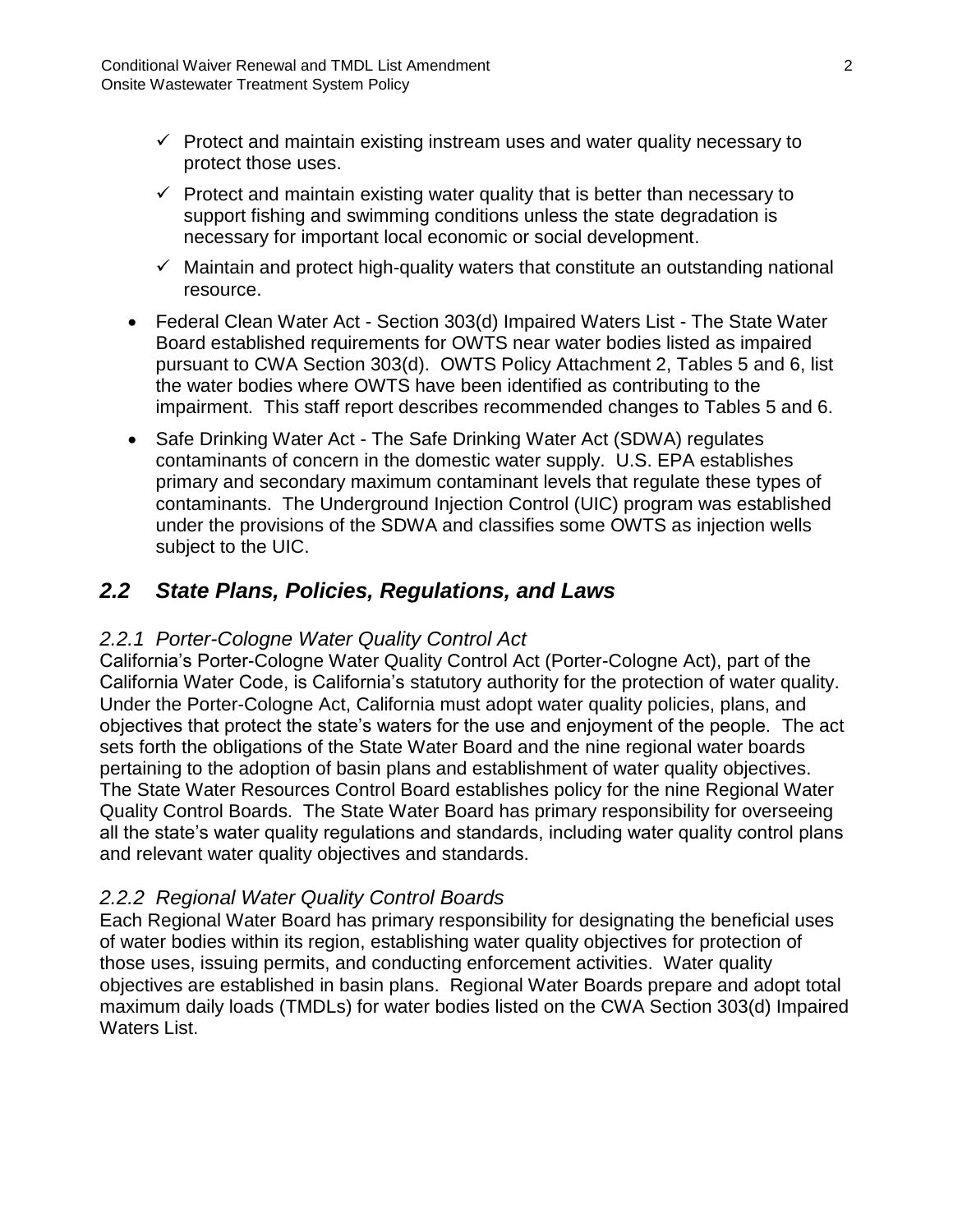- ✓ Protect and maintain existing instream uses and water quality necessary to protect those uses.
    - ✓ Protect and maintain existing water quality that is better than necessary to support fishing and swimming conditions unless the state degradation is necessary for important local economic or social development.
    - ✓ Maintain and protect high-quality waters that constitute an outstanding national resource.

- Federal Clean Water Act - Section 303(d) Impaired Waters List - The State Water Board established requirements for OWTS near water bodies listed as impaired pursuant to CWA Section 303(d). OWTS Policy Attachment 2, Tables 5 and 6, list the water bodies where OWTS have been identified as contributing to the impairment. This staff report describes recommended changes to Tables 5 and 6.
- Safe Drinking Water Act - The Safe Drinking Water Act (SDWA) regulates contaminants of concern in the domestic water supply. U.S. EPA establishes primary and secondary maximum contaminant levels that regulate these types of contaminants. The Underground Injection Control (UIC) program was established under the provisions of the SDWA and classifies some OWTS as injection wells subject to the UIC.

## *2.2 State Plans, Policies, Regulations, and Laws*

### *2.2.1 Porter-Cologne Water Quality Control Act*

California's Porter-Cologne Water Quality Control Act (Porter-Cologne Act), part of the California Water Code, is California's statutory authority for the protection of water quality. Under the Porter-Cologne Act, California must adopt water quality policies, plans, and objectives that protect the state's waters for the use and enjoyment of the people. The act sets forth the obligations of the State Water Board and the nine regional water boards pertaining to the adoption of basin plans and establishment of water quality objectives. The State Water Resources Control Board establishes policy for the nine Regional Water Quality Control Boards. The State Water Board has primary responsibility for overseeing all the state's water quality regulations and standards, including water quality control plans and relevant water quality objectives and standards.

### *2.2.2 Regional Water Quality Control Boards*

Each Regional Water Board has primary responsibility for designating the beneficial uses of water bodies within its region, establishing water quality objectives for protection of those uses, issuing permits, and conducting enforcement activities. Water quality objectives are established in basin plans. Regional Water Boards prepare and adopt total maximum daily loads (TMDLs) for water bodies listed on the CWA Section 303(d) Impaired Waters List.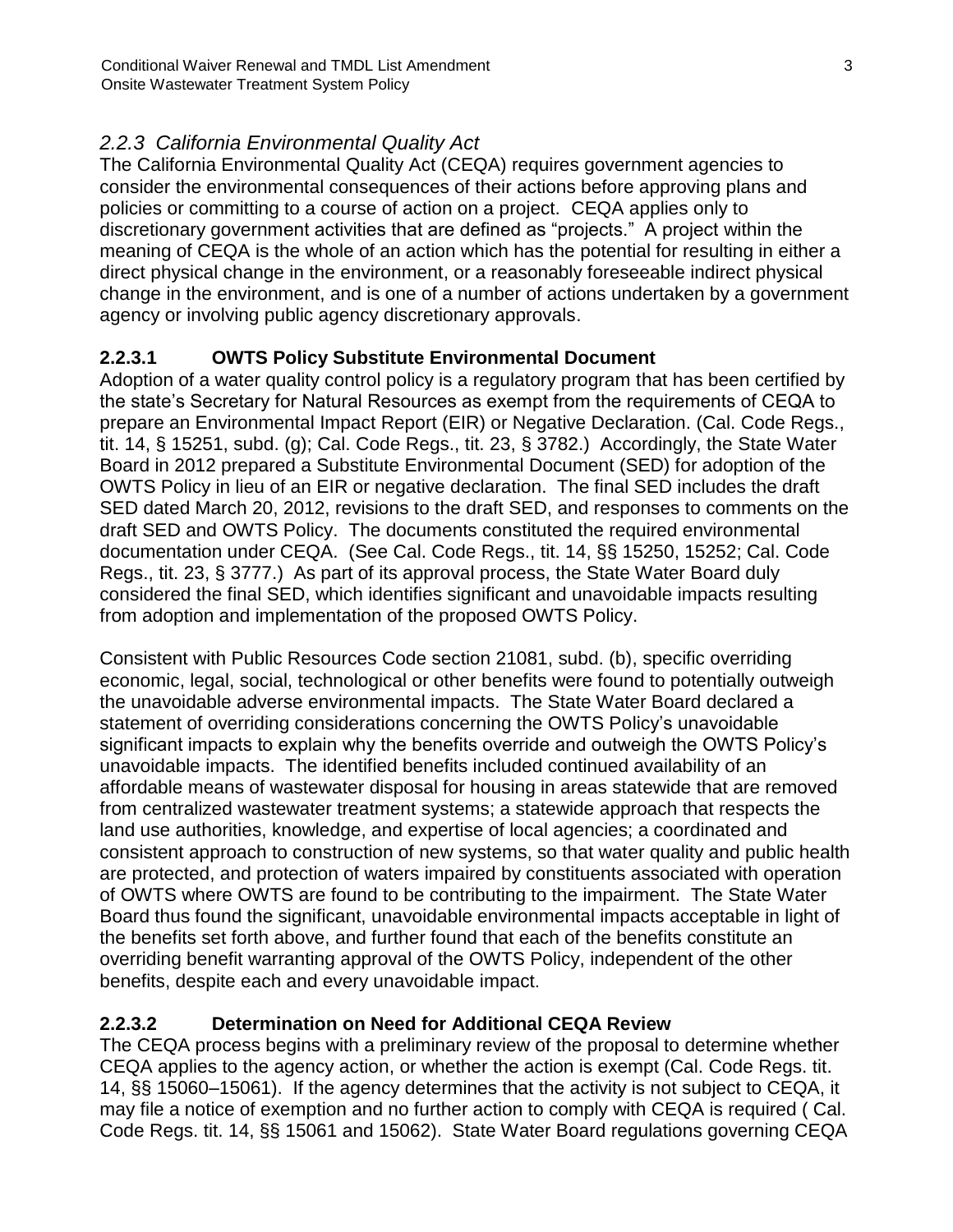### *2.2.3 California Environmental Quality Act*

The California Environmental Quality Act (CEQA) requires government agencies to consider the environmental consequences of their actions before approving plans and policies or committing to a course of action on a project. CEQA applies only to discretionary government activities that are defined as "projects." A project within the meaning of CEQA is the whole of an action which has the potential for resulting in either a direct physical change in the environment, or a reasonably foreseeable indirect physical change in the environment, and is one of a number of actions undertaken by a government agency or involving public agency discretionary approvals.

#### **2.2.3.1 OWTS Policy Substitute Environmental Document**

Adoption of a water quality control policy is a regulatory program that has been certified by the state's Secretary for Natural Resources as exempt from the requirements of CEQA to prepare an Environmental Impact Report (EIR) or Negative Declaration. (Cal. Code Regs., tit. 14, § 15251, subd. (g); Cal. Code Regs., tit. 23, § 3782.) Accordingly, the State Water Board in 2012 prepared a Substitute Environmental Document (SED) for adoption of the OWTS Policy in lieu of an EIR or negative declaration. The final SED includes the draft SED dated March 20, 2012, revisions to the draft SED, and responses to comments on the draft SED and OWTS Policy. The documents constituted the required environmental documentation under CEQA. (See Cal. Code Regs., tit. 14, §§ 15250, 15252; Cal. Code Regs., tit. 23, § 3777.) As part of its approval process, the State Water Board duly considered the final SED, which identifies significant and unavoidable impacts resulting from adoption and implementation of the proposed OWTS Policy.

Consistent with Public Resources Code section 21081, subd. (b), specific overriding economic, legal, social, technological or other benefits were found to potentially outweigh the unavoidable adverse environmental impacts. The State Water Board declared a statement of overriding considerations concerning the OWTS Policy's unavoidable significant impacts to explain why the benefits override and outweigh the OWTS Policy's unavoidable impacts. The identified benefits included continued availability of an affordable means of wastewater disposal for housing in areas statewide that are removed from centralized wastewater treatment systems; a statewide approach that respects the land use authorities, knowledge, and expertise of local agencies; a coordinated and consistent approach to construction of new systems, so that water quality and public health are protected, and protection of waters impaired by constituents associated with operation of OWTS where OWTS are found to be contributing to the impairment. The State Water Board thus found the significant, unavoidable environmental impacts acceptable in light of the benefits set forth above, and further found that each of the benefits constitute an overriding benefit warranting approval of the OWTS Policy, independent of the other benefits, despite each and every unavoidable impact.

#### **2.2.3.2 Determination on Need for Additional CEQA Review**

The CEQA process begins with a preliminary review of the proposal to determine whether CEQA applies to the agency action, or whether the action is exempt (Cal. Code Regs. tit. 14, §§ 15060–15061). If the agency determines that the activity is not subject to CEQA, it may file a notice of exemption and no further action to comply with CEQA is required ( Cal. Code Regs. tit. 14, §§ 15061 and 15062). State Water Board regulations governing CEQA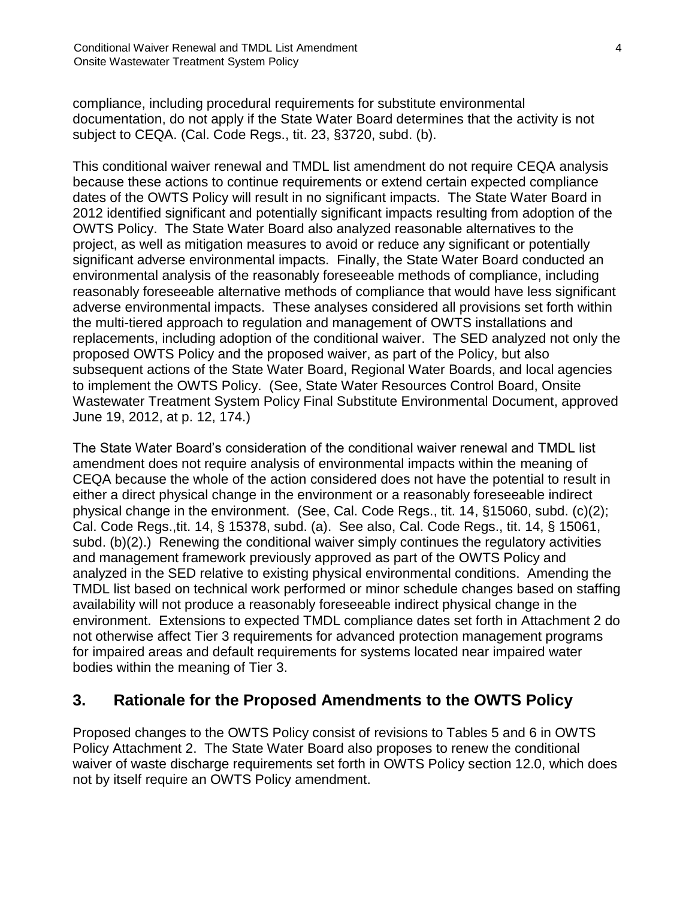compliance, including procedural requirements for substitute environmental documentation, do not apply if the State Water Board determines that the activity is not subject to CEQA. (Cal. Code Regs., tit. 23, §3720, subd. (b).

This conditional waiver renewal and TMDL list amendment do not require CEQA analysis because these actions to continue requirements or extend certain expected compliance dates of the OWTS Policy will result in no significant impacts. The State Water Board in 2012 identified significant and potentially significant impacts resulting from adoption of the OWTS Policy. The State Water Board also analyzed reasonable alternatives to the project, as well as mitigation measures to avoid or reduce any significant or potentially significant adverse environmental impacts. Finally, the State Water Board conducted an environmental analysis of the reasonably foreseeable methods of compliance, including reasonably foreseeable alternative methods of compliance that would have less significant adverse environmental impacts. These analyses considered all provisions set forth within the multi-tiered approach to regulation and management of OWTS installations and replacements, including adoption of the conditional waiver. The SED analyzed not only the proposed OWTS Policy and the proposed waiver, as part of the Policy, but also subsequent actions of the State Water Board, Regional Water Boards, and local agencies to implement the OWTS Policy. (See, State Water Resources Control Board, Onsite Wastewater Treatment System Policy Final Substitute Environmental Document, approved June 19, 2012, at p. 12, 174.)

The State Water Board's consideration of the conditional waiver renewal and TMDL list amendment does not require analysis of environmental impacts within the meaning of CEQA because the whole of the action considered does not have the potential to result in either a direct physical change in the environment or a reasonably foreseeable indirect physical change in the environment. (See, Cal. Code Regs., tit. 14, §15060, subd. (c)(2); Cal. Code Regs.,tit. 14, § 15378, subd. (a). See also, Cal. Code Regs., tit. 14, § 15061, subd. (b)(2).) Renewing the conditional waiver simply continues the regulatory activities and management framework previously approved as part of the OWTS Policy and analyzed in the SED relative to existing physical environmental conditions. Amending the TMDL list based on technical work performed or minor schedule changes based on staffing availability will not produce a reasonably foreseeable indirect physical change in the environment. Extensions to expected TMDL compliance dates set forth in Attachment 2 do not otherwise affect Tier 3 requirements for advanced protection management programs for impaired areas and default requirements for systems located near impaired water bodies within the meaning of Tier 3.

## 3. Rationale for the Proposed Amendments to the OWTS Policy

Proposed changes to the OWTS Policy consist of revisions to Tables 5 and 6 in OWTS Policy Attachment 2. The State Water Board also proposes to renew the conditional waiver of waste discharge requirements set forth in OWTS Policy section 12.0, which does not by itself require an OWTS Policy amendment.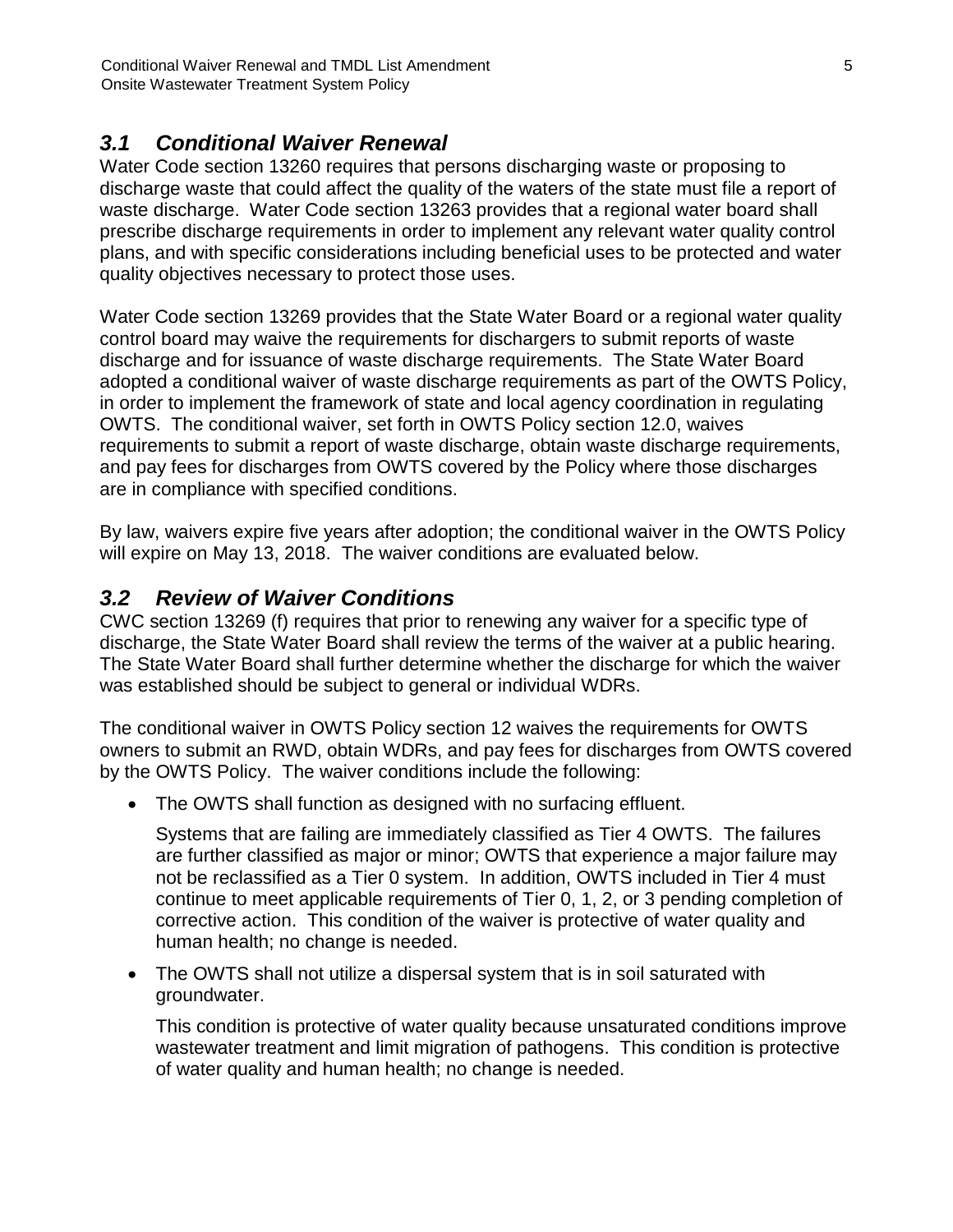## *3.1 Conditional Waiver Renewal*

Water Code section 13260 requires that persons discharging waste or proposing to discharge waste that could affect the quality of the waters of the state must file a report of waste discharge. Water Code section 13263 provides that a regional water board shall prescribe discharge requirements in order to implement any relevant water quality control plans, and with specific considerations including beneficial uses to be protected and water quality objectives necessary to protect those uses.

Water Code section 13269 provides that the State Water Board or a regional water quality control board may waive the requirements for dischargers to submit reports of waste discharge and for issuance of waste discharge requirements. The State Water Board adopted a conditional waiver of waste discharge requirements as part of the OWTS Policy, in order to implement the framework of state and local agency coordination in regulating OWTS. The conditional waiver, set forth in OWTS Policy section 12.0, waives requirements to submit a report of waste discharge, obtain waste discharge requirements, and pay fees for discharges from OWTS covered by the Policy where those discharges are in compliance with specified conditions.

By law, waivers expire five years after adoption; the conditional waiver in the OWTS Policy will expire on May 13, 2018. The waiver conditions are evaluated below.

## *3.2 Review of Waiver Conditions*

CWC section 13269 (f) requires that prior to renewing any waiver for a specific type of discharge, the State Water Board shall review the terms of the waiver at a public hearing. The State Water Board shall further determine whether the discharge for which the waiver was established should be subject to general or individual WDRs.

The conditional waiver in OWTS Policy section 12 waives the requirements for OWTS owners to submit an RWD, obtain WDRs, and pay fees for discharges from OWTS covered by the OWTS Policy. The waiver conditions include the following:

- The OWTS shall function as designed with no surfacing effluent.

  Systems that are failing are immediately classified as Tier 4 OWTS. The failures are further classified as major or minor; OWTS that experience a major failure may not be reclassified as a Tier 0 system. In addition, OWTS included in Tier 4 must continue to meet applicable requirements of Tier 0, 1, 2, or 3 pending completion of corrective action. This condition of the waiver is protective of water quality and human health; no change is needed.

- The OWTS shall not utilize a dispersal system that is in soil saturated with groundwater.

  This condition is protective of water quality because unsaturated conditions improve wastewater treatment and limit migration of pathogens. This condition is protective of water quality and human health; no change is needed.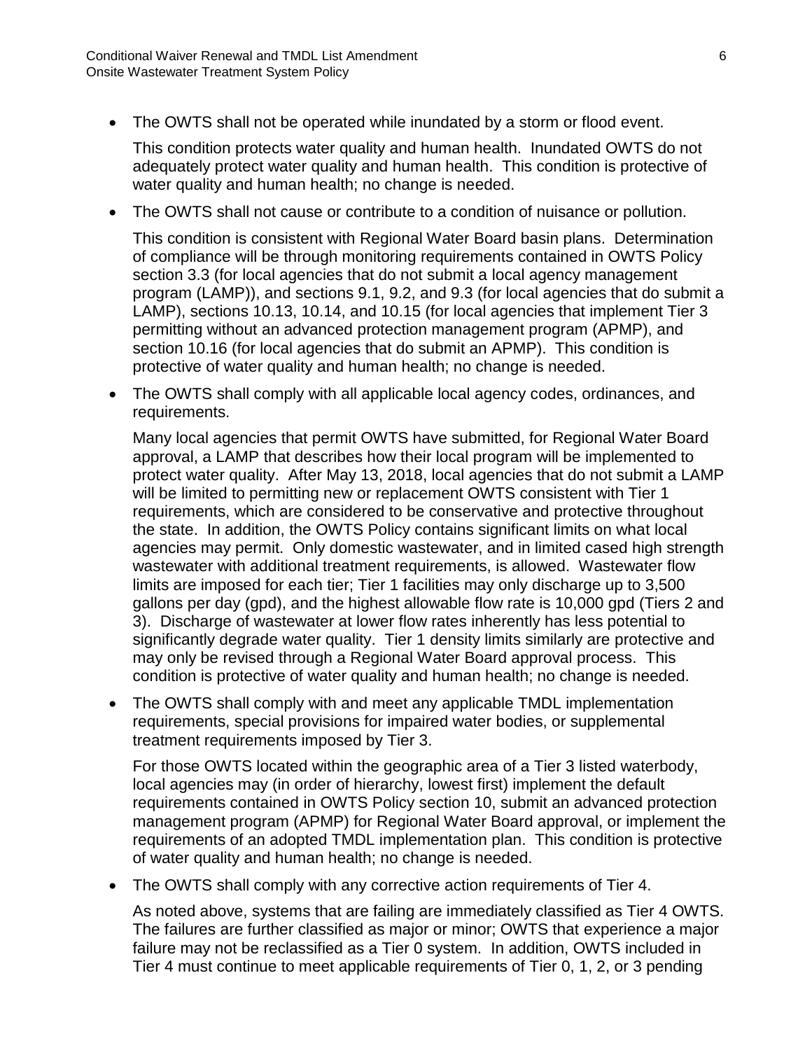- The OWTS shall not be operated while inundated by a storm or flood event.

  This condition protects water quality and human health. Inundated OWTS do not adequately protect water quality and human health. This condition is protective of water quality and human health; no change is needed.

- The OWTS shall not cause or contribute to a condition of nuisance or pollution.

  This condition is consistent with Regional Water Board basin plans. Determination of compliance will be through monitoring requirements contained in OWTS Policy section 3.3 (for local agencies that do not submit a local agency management program (LAMP)), and sections 9.1, 9.2, and 9.3 (for local agencies that do submit a LAMP), sections 10.13, 10.14, and 10.15 (for local agencies that implement Tier 3 permitting without an advanced protection management program (APMP), and section 10.16 (for local agencies that do submit an APMP). This condition is protective of water quality and human health; no change is needed.

- The OWTS shall comply with all applicable local agency codes, ordinances, and requirements.

  Many local agencies that permit OWTS have submitted, for Regional Water Board approval, a LAMP that describes how their local program will be implemented to protect water quality. After May 13, 2018, local agencies that do not submit a LAMP will be limited to permitting new or replacement OWTS consistent with Tier 1 requirements, which are considered to be conservative and protective throughout the state. In addition, the OWTS Policy contains significant limits on what local agencies may permit. Only domestic wastewater, and in limited cased high strength wastewater with additional treatment requirements, is allowed. Wastewater flow limits are imposed for each tier; Tier 1 facilities may only discharge up to 3,500 gallons per day (gpd), and the highest allowable flow rate is 10,000 gpd (Tiers 2 and 3). Discharge of wastewater at lower flow rates inherently has less potential to significantly degrade water quality. Tier 1 density limits similarly are protective and may only be revised through a Regional Water Board approval process. This condition is protective of water quality and human health; no change is needed.

- The OWTS shall comply with and meet any applicable TMDL implementation requirements, special provisions for impaired water bodies, or supplemental treatment requirements imposed by Tier 3.

  For those OWTS located within the geographic area of a Tier 3 listed waterbody, local agencies may (in order of hierarchy, lowest first) implement the default requirements contained in OWTS Policy section 10, submit an advanced protection management program (APMP) for Regional Water Board approval, or implement the requirements of an adopted TMDL implementation plan. This condition is protective of water quality and human health; no change is needed.

- The OWTS shall comply with any corrective action requirements of Tier 4.

  As noted above, systems that are failing are immediately classified as Tier 4 OWTS. The failures are further classified as major or minor; OWTS that experience a major failure may not be reclassified as a Tier 0 system. In addition, OWTS included in Tier 4 must continue to meet applicable requirements of Tier 0, 1, 2, or 3 pending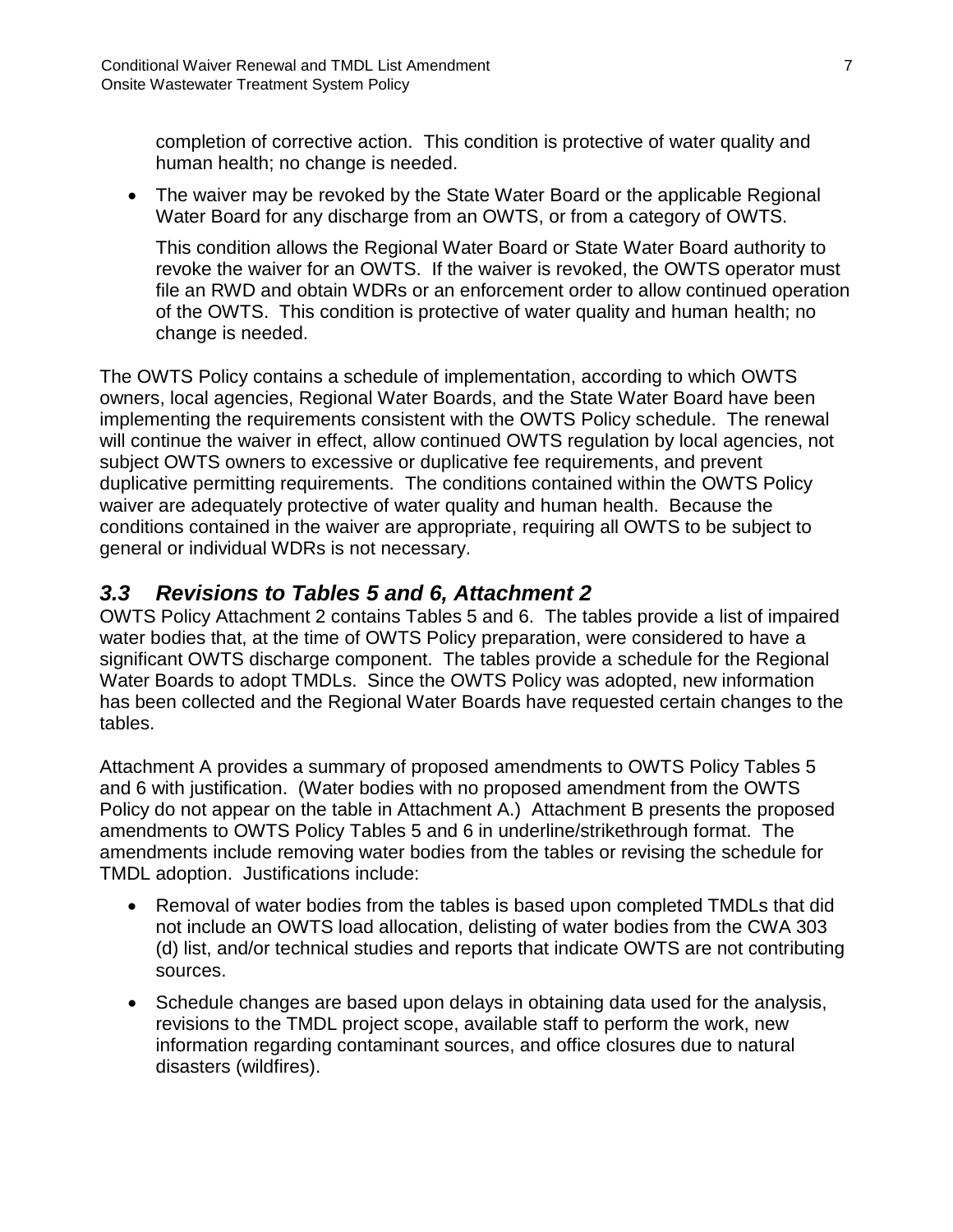completion of corrective action. This condition is protective of water quality and human health; no change is needed.

- The waiver may be revoked by the State Water Board or the applicable Regional Water Board for any discharge from an OWTS, or from a category of OWTS.

  This condition allows the Regional Water Board or State Water Board authority to revoke the waiver for an OWTS. If the waiver is revoked, the OWTS operator must file an RWD and obtain WDRs or an enforcement order to allow continued operation of the OWTS. This condition is protective of water quality and human health; no change is needed.

The OWTS Policy contains a schedule of implementation, according to which OWTS owners, local agencies, Regional Water Boards, and the State Water Board have been implementing the requirements consistent with the OWTS Policy schedule. The renewal will continue the waiver in effect, allow continued OWTS regulation by local agencies, not subject OWTS owners to excessive or duplicative fee requirements, and prevent duplicative permitting requirements. The conditions contained within the OWTS Policy waiver are adequately protective of water quality and human health. Because the conditions contained in the waiver are appropriate, requiring all OWTS to be subject to general or individual WDRs is not necessary.

## *3.3 Revisions to Tables 5 and 6, Attachment 2*

OWTS Policy Attachment 2 contains Tables 5 and 6. The tables provide a list of impaired water bodies that, at the time of OWTS Policy preparation, were considered to have a significant OWTS discharge component. The tables provide a schedule for the Regional Water Boards to adopt TMDLs. Since the OWTS Policy was adopted, new information has been collected and the Regional Water Boards have requested certain changes to the tables.

Attachment A provides a summary of proposed amendments to OWTS Policy Tables 5 and 6 with justification. (Water bodies with no proposed amendment from the OWTS Policy do not appear on the table in Attachment A.) Attachment B presents the proposed amendments to OWTS Policy Tables 5 and 6 in underline/strikethrough format. The amendments include removing water bodies from the tables or revising the schedule for TMDL adoption. Justifications include:

- Removal of water bodies from the tables is based upon completed TMDLs that did not include an OWTS load allocation, delisting of water bodies from the CWA 303 (d) list, and/or technical studies and reports that indicate OWTS are not contributing sources.
- Schedule changes are based upon delays in obtaining data used for the analysis, revisions to the TMDL project scope, available staff to perform the work, new information regarding contaminant sources, and office closures due to natural disasters (wildfires).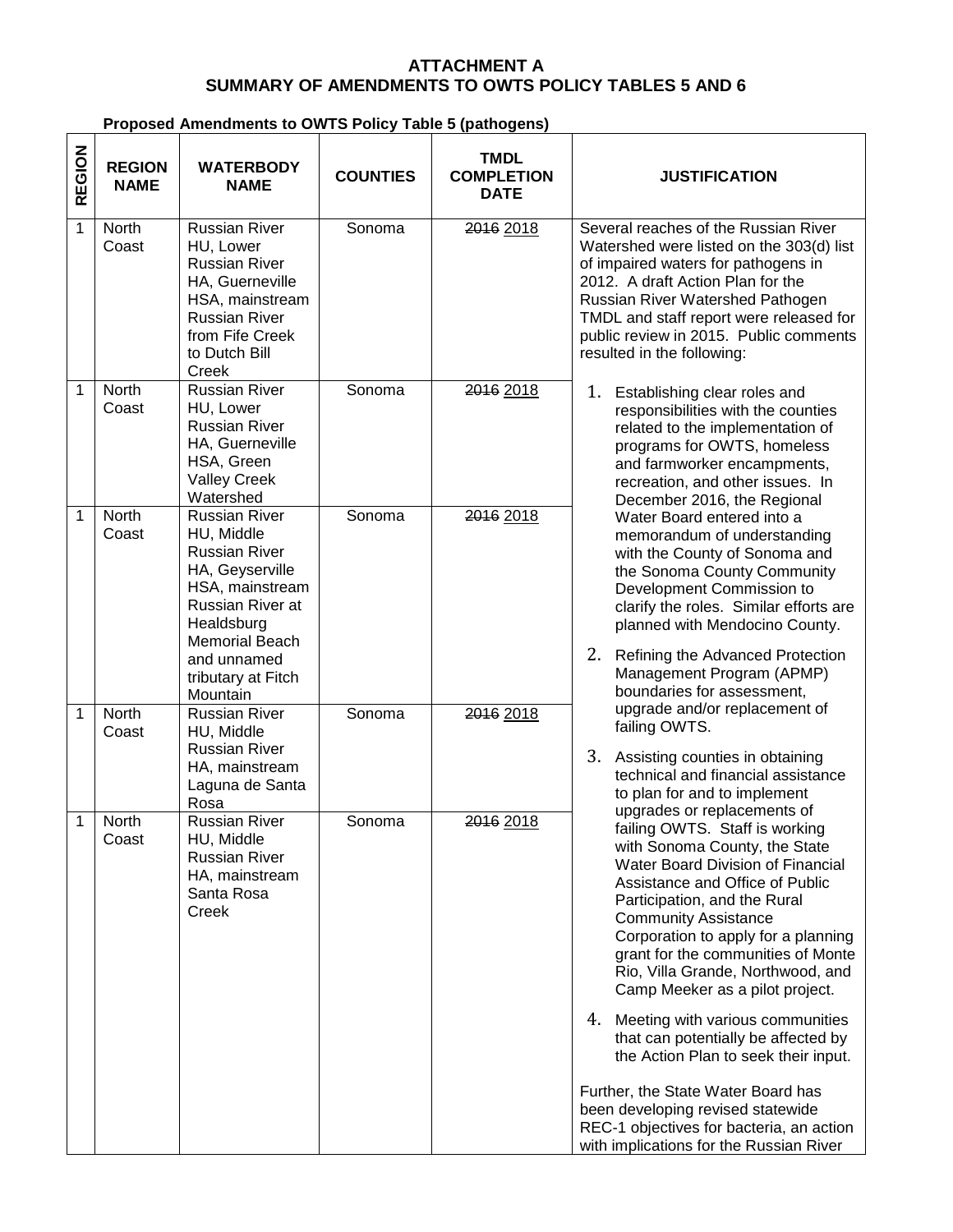**ATTACHMENT A**
**SUMMARY OF AMENDMENTS TO OWTS POLICY TABLES 5 AND 6**

**Proposed Amendments to OWTS Policy Table 5 (pathogens)**

| REGION | REGION NAME | WATERBODY NAME | COUNTIES | TMDL COMPLETION DATE | JUSTIFICATION |
|---|---|---|---|---|---|
| 1 | North Coast | Russian River HU, Lower Russian River HA, Guerneville HSA, mainstream Russian River from Fife Creek to Dutch Bill Creek | Sonoma | ~~2016~~ 2018 | Several reaches of the Russian River Watershed were listed on the 303(d) list of impaired waters for pathogens in 2012. A draft Action Plan for the Russian River Watershed Pathogen TMDL and staff report were released for public review in 2015. Public comments resulted in the following: 1. Establishing clear roles and responsibilities with the counties related to the implementation of programs for OWTS, homeless and farmworker encampments, recreation, and other issues. In December 2016, the Regional Water Board entered into a memorandum of understanding with the County of Sonoma and the Sonoma County Community Development Commission to clarify the roles. Similar efforts are planned with Mendocino County. 2. Refining the Advanced Protection Management Program (APMP) boundaries for assessment, upgrade and/or replacement of failing OWTS. 3. Assisting counties in obtaining technical and financial assistance to plan for and to implement upgrades or replacements of failing OWTS. Staff is working with Sonoma County, the State Water Board Division of Financial Assistance and Office of Public Participation, and the Rural Community Assistance Corporation to apply for a planning grant for the communities of Monte Rio, Villa Grande, Northwood, and Camp Meeker as a pilot project. 4. Meeting with various communities that can potentially be affected by the Action Plan to seek their input. Further, the State Water Board has been developing revised statewide REC-1 objectives for bacteria, an action with implications for the Russian River |
| 1 | North Coast | Russian River HU, Lower Russian River HA, Guerneville HSA, Green Valley Creek Watershed | Sonoma | ~~2016~~ 2018 | |
| 1 | North Coast | Russian River HU, Middle Russian River HA, Geyserville HSA, mainstream Russian River at Healdsburg Memorial Beach and unnamed tributary at Fitch Mountain | Sonoma | ~~2016~~ 2018 | |
| 1 | North Coast | Russian River HU, Middle Russian River HA, mainstream Laguna de Santa Rosa | Sonoma | ~~2016~~ 2018 | |
| 1 | North Coast | Russian River HU, Middle Russian River HA, mainstream Santa Rosa Creek | Sonoma | ~~2016~~ 2018 | |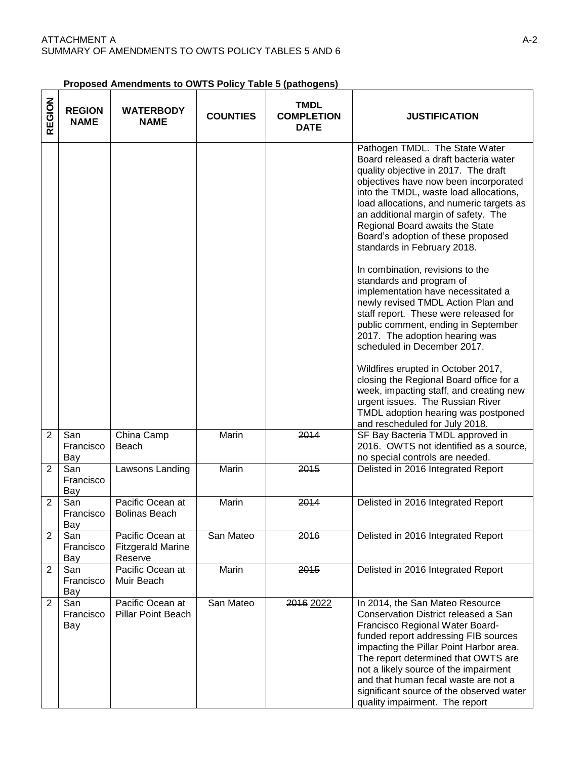**Proposed Amendments to OWTS Policy Table 5 (pathogens)**

| REGION | REGION NAME | WATERBODY NAME | COUNTIES | TMDL COMPLETION DATE | JUSTIFICATION |
|---|---|---|---|---|---|
| | | | | | Pathogen TMDL. The State Water Board released a draft bacteria water quality objective in 2017. The draft objectives have now been incorporated into the TMDL, waste load allocations, load allocations, and numeric targets as an additional margin of safety. The Regional Board awaits the State Board's adoption of these proposed standards in February 2018.<br><br>In combination, revisions to the standards and program of implementation have necessitated a newly revised TMDL Action Plan and staff report. These were released for public comment, ending in September 2017. The adoption hearing was scheduled in December 2017.<br><br>Wildfires erupted in October 2017, closing the Regional Board office for a week, impacting staff, and creating new urgent issues. The Russian River TMDL adoption hearing was postponed and rescheduled for July 2018. |
| 2 | San Francisco Bay | China Camp Beach | Marin | ~~2014~~ | SF Bay Bacteria TMDL approved in 2016. OWTS not identified as a source, no special controls are needed. |
| 2 | San Francisco Bay | Lawsons Landing | Marin | ~~2015~~ | Delisted in 2016 Integrated Report |
| 2 | San Francisco Bay | Pacific Ocean at Bolinas Beach | Marin | ~~2014~~ | Delisted in 2016 Integrated Report |
| 2 | San Francisco Bay | Pacific Ocean at Fitzgerald Marine Reserve | San Mateo | ~~2016~~ | Delisted in 2016 Integrated Report |
| 2 | San Francisco Bay | Pacific Ocean at Muir Beach | Marin | ~~2015~~ | Delisted in 2016 Integrated Report |
| 2 | San Francisco Bay | Pacific Ocean at Pillar Point Beach | San Mateo | ~~2016~~ <u>2022</u> | In 2014, the San Mateo Resource Conservation District released a San Francisco Regional Water Board-funded report addressing FIB sources impacting the Pillar Point Harbor area. The report determined that OWTS are not a likely source of the impairment and that human fecal waste are not a significant source of the observed water quality impairment. The report |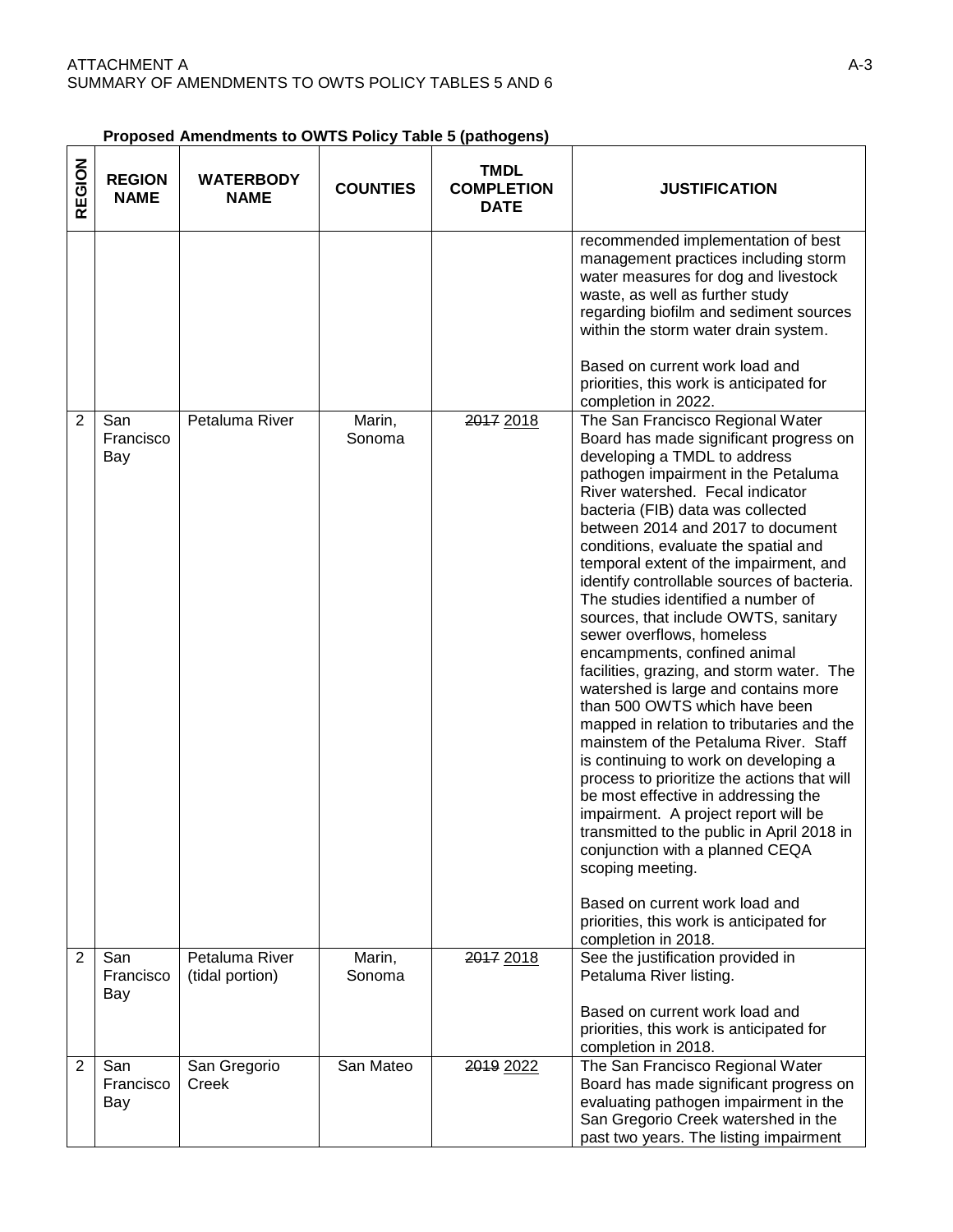**Proposed Amendments to OWTS Policy Table 5 (pathogens)**

| REGION | REGION NAME | WATERBODY NAME | COUNTIES | TMDL COMPLETION DATE | JUSTIFICATION |
|---|---|---|---|---|---|
| | | | | | recommended implementation of best management practices including storm water measures for dog and livestock waste, as well as further study regarding biofilm and sediment sources within the storm water drain system.<br><br>Based on current work load and priorities, this work is anticipated for completion in 2022. |
| 2 | San Francisco Bay | Petaluma River | Marin, Sonoma | ~~2017~~ 2018 | The San Francisco Regional Water Board has made significant progress on developing a TMDL to address pathogen impairment in the Petaluma River watershed. Fecal indicator bacteria (FIB) data was collected between 2014 and 2017 to document conditions, evaluate the spatial and temporal extent of the impairment, and identify controllable sources of bacteria. The studies identified a number of sources, that include OWTS, sanitary sewer overflows, homeless encampments, confined animal facilities, grazing, and storm water. The watershed is large and contains more than 500 OWTS which have been mapped in relation to tributaries and the mainstem of the Petaluma River. Staff is continuing to work on developing a process to prioritize the actions that will be most effective in addressing the impairment. A project report will be transmitted to the public in April 2018 in conjunction with a planned CEQA scoping meeting.<br><br>Based on current work load and priorities, this work is anticipated for completion in 2018. |
| 2 | San Francisco Bay | Petaluma River (tidal portion) | Marin, Sonoma | ~~2017~~ 2018 | See the justification provided in Petaluma River listing.<br><br>Based on current work load and priorities, this work is anticipated for completion in 2018. |
| 2 | San Francisco Bay | San Gregorio Creek | San Mateo | ~~2019~~ 2022 | The San Francisco Regional Water Board has made significant progress on evaluating pathogen impairment in the San Gregorio Creek watershed in the past two years. The listing impairment |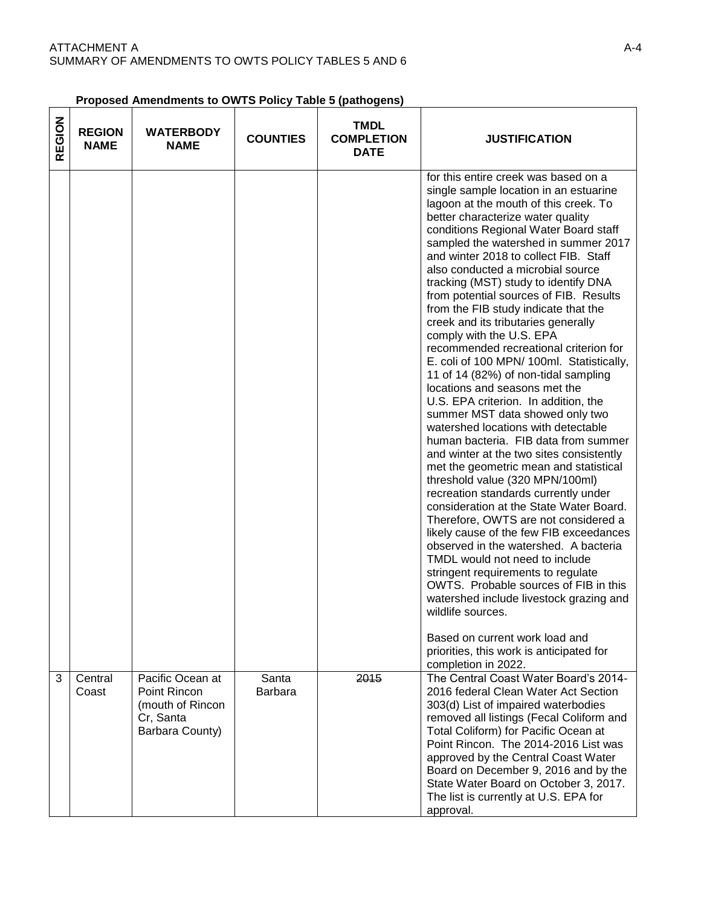**Proposed Amendments to OWTS Policy Table 5 (pathogens)**

| REGION | REGION NAME | WATERBODY NAME | COUNTIES | TMDL COMPLETION DATE | JUSTIFICATION |
|---|---|---|---|---|---|
| | | | | | for this entire creek was based on a single sample location in an estuarine lagoon at the mouth of this creek. To better characterize water quality conditions Regional Water Board staff sampled the watershed in summer 2017 and winter 2018 to collect FIB. Staff also conducted a microbial source tracking (MST) study to identify DNA from potential sources of FIB. Results from the FIB study indicate that the creek and its tributaries generally comply with the U.S. EPA recommended recreational criterion for E. coli of 100 MPN/ 100ml. Statistically, 11 of 14 (82%) of non-tidal sampling locations and seasons met the U.S. EPA criterion. In addition, the summer MST data showed only two watershed locations with detectable human bacteria. FIB data from summer and winter at the two sites consistently met the geometric mean and statistical threshold value (320 MPN/100ml) recreation standards currently under consideration at the State Water Board. Therefore, OWTS are not considered a likely cause of the few FIB exceedances observed in the watershed. A bacteria TMDL would not need to include stringent requirements to regulate OWTS. Probable sources of FIB in this watershed include livestock grazing and wildlife sources.<br><br>Based on current work load and priorities, this work is anticipated for completion in 2022. |
| 3 | Central Coast | Pacific Ocean at Point Rincon (mouth of Rincon Cr, Santa Barbara County) | Santa Barbara | ~~2015~~ | The Central Coast Water Board's 2014-2016 federal Clean Water Act Section 303(d) List of impaired waterbodies removed all listings (Fecal Coliform and Total Coliform) for Pacific Ocean at Point Rincon. The 2014-2016 List was approved by the Central Coast Water Board on December 9, 2016 and by the State Water Board on October 3, 2017. The list is currently at U.S. EPA for approval. |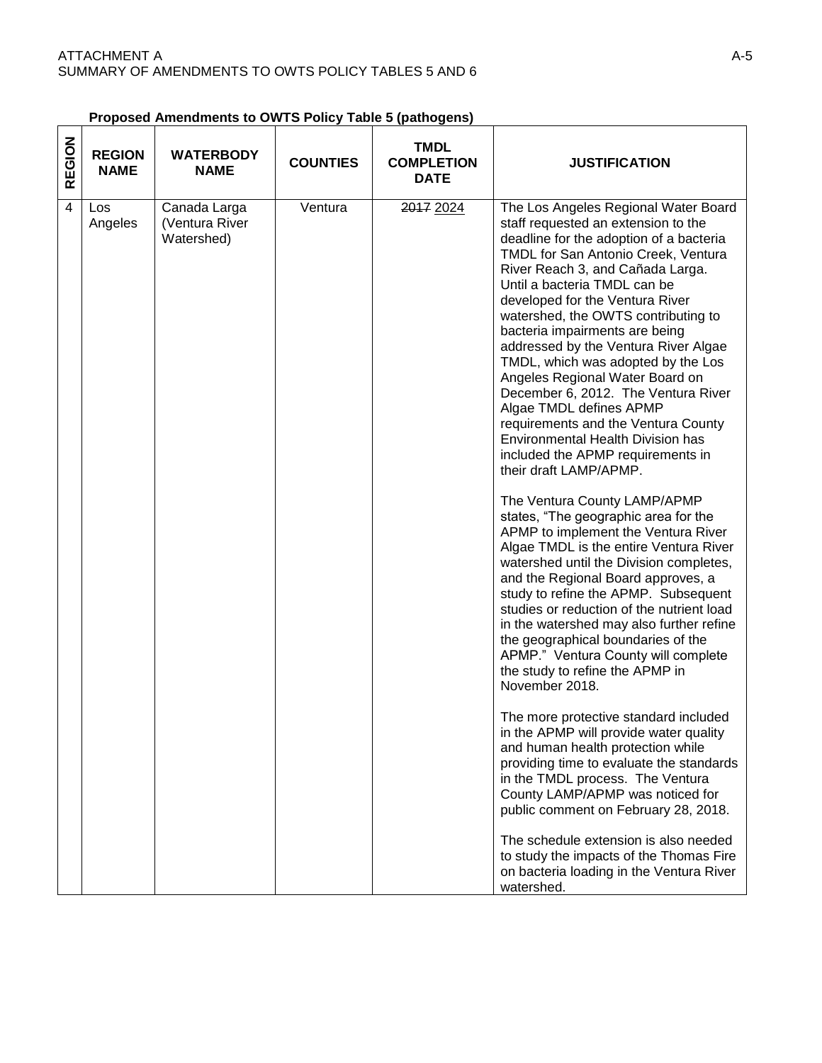**Proposed Amendments to OWTS Policy Table 5 (pathogens)**

| REGION | REGION NAME | WATERBODY NAME | COUNTIES | TMDL COMPLETION DATE | JUSTIFICATION |
|---|---|---|---|---|---|
| 4 | Los Angeles | Canada Larga (Ventura River Watershed) | Ventura | ~~2017~~ 2024 | The Los Angeles Regional Water Board staff requested an extension to the deadline for the adoption of a bacteria TMDL for San Antonio Creek, Ventura River Reach 3, and Cañada Larga. Until a bacteria TMDL can be developed for the Ventura River watershed, the OWTS contributing to bacteria impairments are being addressed by the Ventura River Algae TMDL, which was adopted by the Los Angeles Regional Water Board on December 6, 2012. The Ventura River Algae TMDL defines APMP requirements and the Ventura County Environmental Health Division has included the APMP requirements in their draft LAMP/APMP.<br><br>The Ventura County LAMP/APMP states, "The geographic area for the APMP to implement the Ventura River Algae TMDL is the entire Ventura River watershed until the Division completes, and the Regional Board approves, a study to refine the APMP. Subsequent studies or reduction of the nutrient load in the watershed may also further refine the geographical boundaries of the APMP." Ventura County will complete the study to refine the APMP in November 2018.<br><br>The more protective standard included in the APMP will provide water quality and human health protection while providing time to evaluate the standards in the TMDL process. The Ventura County LAMP/APMP was noticed for public comment on February 28, 2018.<br><br>The schedule extension is also needed to study the impacts of the Thomas Fire on bacteria loading in the Ventura River watershed. |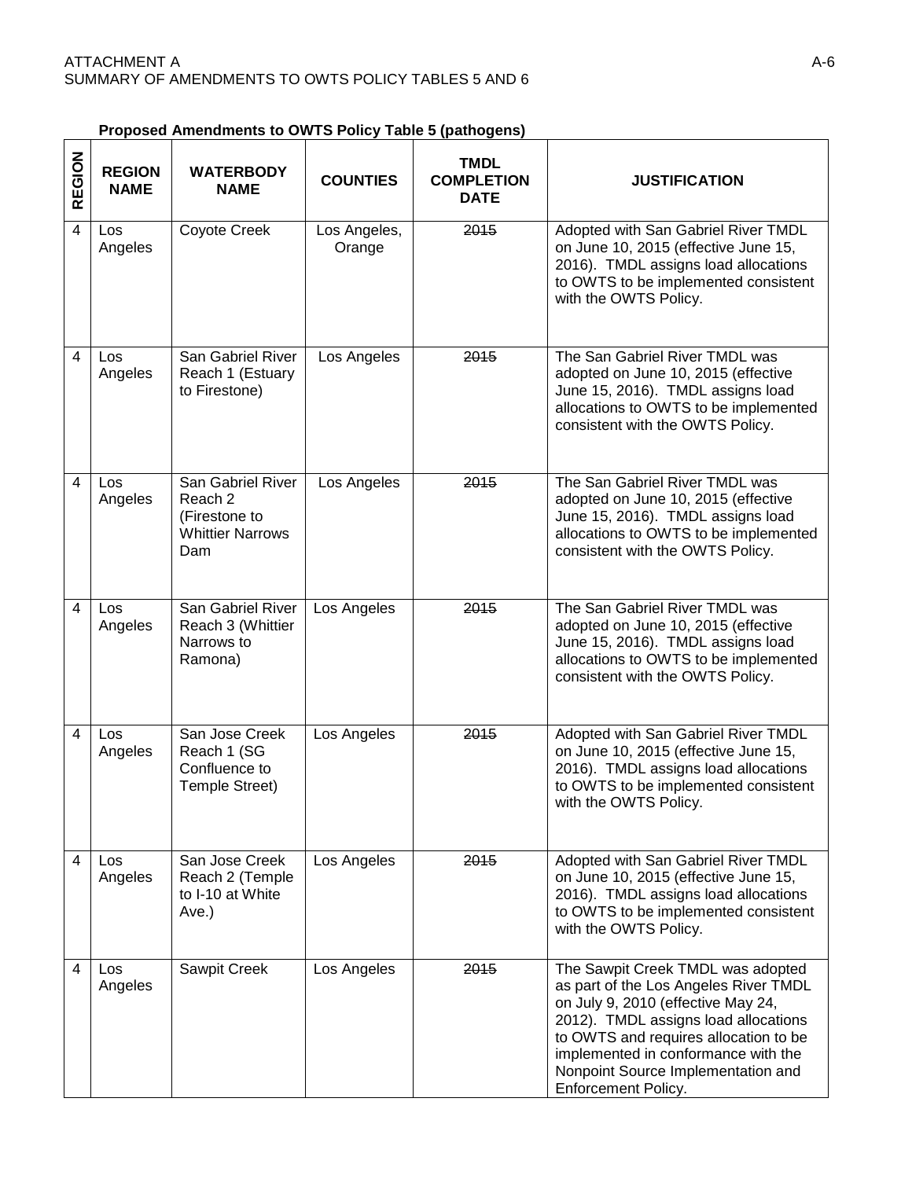**Proposed Amendments to OWTS Policy Table 5 (pathogens)**

| REGION | REGION NAME | WATERBODY NAME | COUNTIES | TMDL COMPLETION DATE | JUSTIFICATION |
|---|---|---|---|---|---|
| 4 | Los Angeles | Coyote Creek | Los Angeles, Orange | ~~2015~~ | Adopted with San Gabriel River TMDL on June 10, 2015 (effective June 15, 2016). TMDL assigns load allocations to OWTS to be implemented consistent with the OWTS Policy. |
| 4 | Los Angeles | San Gabriel River Reach 1 (Estuary to Firestone) | Los Angeles | ~~2015~~ | The San Gabriel River TMDL was adopted on June 10, 2015 (effective June 15, 2016). TMDL assigns load allocations to OWTS to be implemented consistent with the OWTS Policy. |
| 4 | Los Angeles | San Gabriel River Reach 2 (Firestone to Whittier Narrows Dam | Los Angeles | ~~2015~~ | The San Gabriel River TMDL was adopted on June 10, 2015 (effective June 15, 2016). TMDL assigns load allocations to OWTS to be implemented consistent with the OWTS Policy. |
| 4 | Los Angeles | San Gabriel River Reach 3 (Whittier Narrows to Ramona) | Los Angeles | ~~2015~~ | The San Gabriel River TMDL was adopted on June 10, 2015 (effective June 15, 2016). TMDL assigns load allocations to OWTS to be implemented consistent with the OWTS Policy. |
| 4 | Los Angeles | San Jose Creek Reach 1 (SG Confluence to Temple Street) | Los Angeles | ~~2015~~ | Adopted with San Gabriel River TMDL on June 10, 2015 (effective June 15, 2016). TMDL assigns load allocations to OWTS to be implemented consistent with the OWTS Policy. |
| 4 | Los Angeles | San Jose Creek Reach 2 (Temple to I-10 at White Ave.) | Los Angeles | ~~2015~~ | Adopted with San Gabriel River TMDL on June 10, 2015 (effective June 15, 2016). TMDL assigns load allocations to OWTS to be implemented consistent with the OWTS Policy. |
| 4 | Los Angeles | Sawpit Creek | Los Angeles | ~~2015~~ | The Sawpit Creek TMDL was adopted as part of the Los Angeles River TMDL on July 9, 2010 (effective May 24, 2012). TMDL assigns load allocations to OWTS and requires allocation to be implemented in conformance with the Nonpoint Source Implementation and Enforcement Policy. |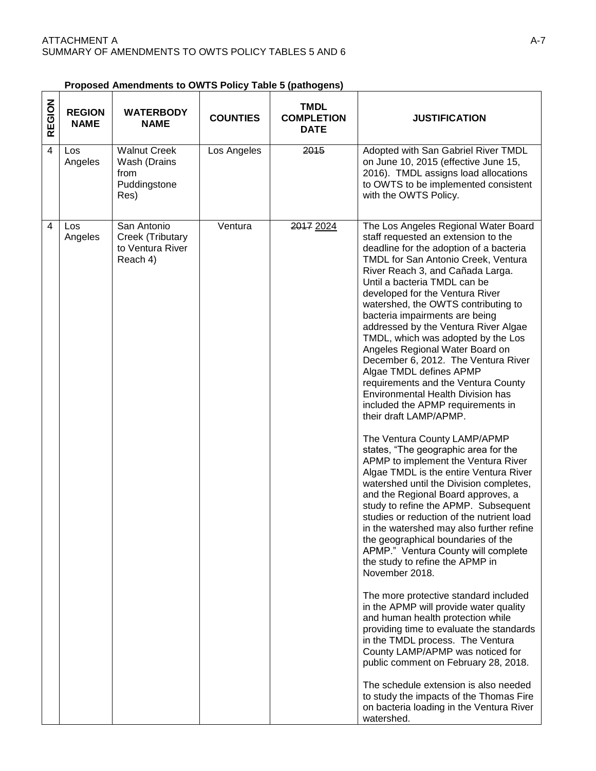**Proposed Amendments to OWTS Policy Table 5 (pathogens)**

| REGION | REGION NAME | WATERBODY NAME | COUNTIES | TMDL COMPLETION DATE | JUSTIFICATION |
|---|---|---|---|---|---|
| 4 | Los Angeles | Walnut Creek Wash (Drains from Puddingstone Res) | Los Angeles | ~~2015~~ | Adopted with San Gabriel River TMDL on June 10, 2015 (effective June 15, 2016). TMDL assigns load allocations to OWTS to be implemented consistent with the OWTS Policy. |
| 4 | Los Angeles | San Antonio Creek (Tributary to Ventura River Reach 4) | Ventura | ~~2017~~ <u>2024</u> | The Los Angeles Regional Water Board staff requested an extension to the deadline for the adoption of a bacteria TMDL for San Antonio Creek, Ventura River Reach 3, and Cañada Larga. Until a bacteria TMDL can be developed for the Ventura River watershed, the OWTS contributing to bacteria impairments are being addressed by the Ventura River Algae TMDL, which was adopted by the Los Angeles Regional Water Board on December 6, 2012. The Ventura River Algae TMDL defines APMP requirements and the Ventura County Environmental Health Division has included the APMP requirements in their draft LAMP/APMP.<br><br>The Ventura County LAMP/APMP states, "The geographic area for the APMP to implement the Ventura River Algae TMDL is the entire Ventura River watershed until the Division completes, and the Regional Board approves, a study to refine the APMP. Subsequent studies or reduction of the nutrient load in the watershed may also further refine the geographical boundaries of the APMP." Ventura County will complete the study to refine the APMP in November 2018.<br><br>The more protective standard included in the APMP will provide water quality and human health protection while providing time to evaluate the standards in the TMDL process. The Ventura County LAMP/APMP was noticed for public comment on February 28, 2018.<br><br>The schedule extension is also needed to study the impacts of the Thomas Fire on bacteria loading in the Ventura River watershed. |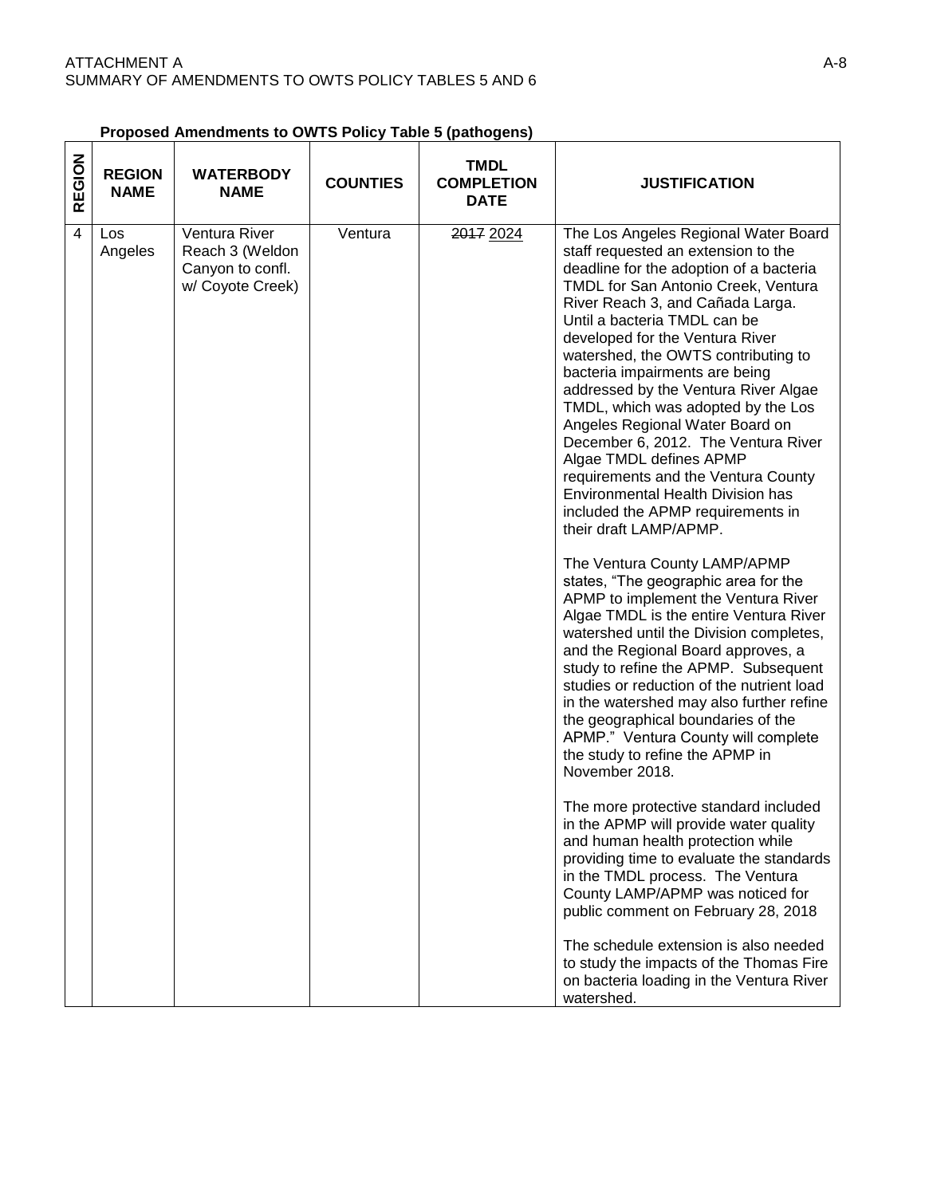**Proposed Amendments to OWTS Policy Table 5 (pathogens)**

| REGION | REGION NAME | WATERBODY NAME | COUNTIES | TMDL COMPLETION DATE | JUSTIFICATION |
|---|---|---|---|---|---|
| 4 | Los Angeles | Ventura River Reach 3 (Weldon Canyon to confl. w/ Coyote Creek) | Ventura | ~~2017~~ 2024 | The Los Angeles Regional Water Board staff requested an extension to the deadline for the adoption of a bacteria TMDL for San Antonio Creek, Ventura River Reach 3, and Cañada Larga. Until a bacteria TMDL can be developed for the Ventura River watershed, the OWTS contributing to bacteria impairments are being addressed by the Ventura River Algae TMDL, which was adopted by the Los Angeles Regional Water Board on December 6, 2012. The Ventura River Algae TMDL defines APMP requirements and the Ventura County Environmental Health Division has included the APMP requirements in their draft LAMP/APMP.<br><br>The Ventura County LAMP/APMP states, "The geographic area for the APMP to implement the Ventura River Algae TMDL is the entire Ventura River watershed until the Division completes, and the Regional Board approves, a study to refine the APMP. Subsequent studies or reduction of the nutrient load in the watershed may also further refine the geographical boundaries of the APMP." Ventura County will complete the study to refine the APMP in November 2018.<br><br>The more protective standard included in the APMP will provide water quality and human health protection while providing time to evaluate the standards in the TMDL process. The Ventura County LAMP/APMP was noticed for public comment on February 28, 2018<br><br>The schedule extension is also needed to study the impacts of the Thomas Fire on bacteria loading in the Ventura River watershed. |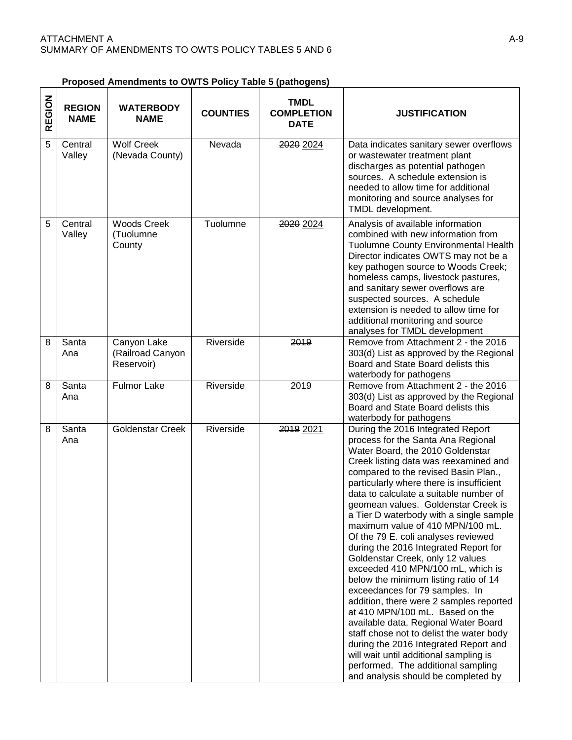**Proposed Amendments to OWTS Policy Table 5 (pathogens)**

| REGION | REGION NAME | WATERBODY NAME | COUNTIES | TMDL COMPLETION DATE | JUSTIFICATION |
|---|---|---|---|---|---|
| 5 | Central Valley | Wolf Creek (Nevada County) | Nevada | ~~2020~~ <u>2024</u> | Data indicates sanitary sewer overflows or wastewater treatment plant discharges as potential pathogen sources. A schedule extension is needed to allow time for additional monitoring and source analyses for TMDL development. |
| 5 | Central Valley | Woods Creek (Tuolumne County | Tuolumne | ~~2020~~ <u>2024</u> | Analysis of available information combined with new information from Tuolumne County Environmental Health Director indicates OWTS may not be a key pathogen source to Woods Creek; homeless camps, livestock pastures, and sanitary sewer overflows are suspected sources. A schedule extension is needed to allow time for additional monitoring and source analyses for TMDL development |
| 8 | Santa Ana | Canyon Lake (Railroad Canyon Reservoir) | Riverside | ~~2019~~ | Remove from Attachment 2 - the 2016 303(d) List as approved by the Regional Board and State Board delists this waterbody for pathogens |
| 8 | Santa Ana | Fulmor Lake | Riverside | ~~2019~~ | Remove from Attachment 2 - the 2016 303(d) List as approved by the Regional Board and State Board delists this waterbody for pathogens |
| 8 | Santa Ana | Goldenstar Creek | Riverside | ~~2019~~ <u>2021</u> | During the 2016 Integrated Report process for the Santa Ana Regional Water Board, the 2010 Goldenstar Creek listing data was reexamined and compared to the revised Basin Plan., particularly where there is insufficient data to calculate a suitable number of geomean values. Goldenstar Creek is a Tier D waterbody with a single sample maximum value of 410 MPN/100 mL. Of the 79 E. coli analyses reviewed during the 2016 Integrated Report for Goldenstar Creek, only 12 values exceeded 410 MPN/100 mL, which is below the minimum listing ratio of 14 exceedances for 79 samples. In addition, there were 2 samples reported at 410 MPN/100 mL. Based on the available data, Regional Water Board staff chose not to delist the water body during the 2016 Integrated Report and will wait until additional sampling is performed. The additional sampling and analysis should be completed by |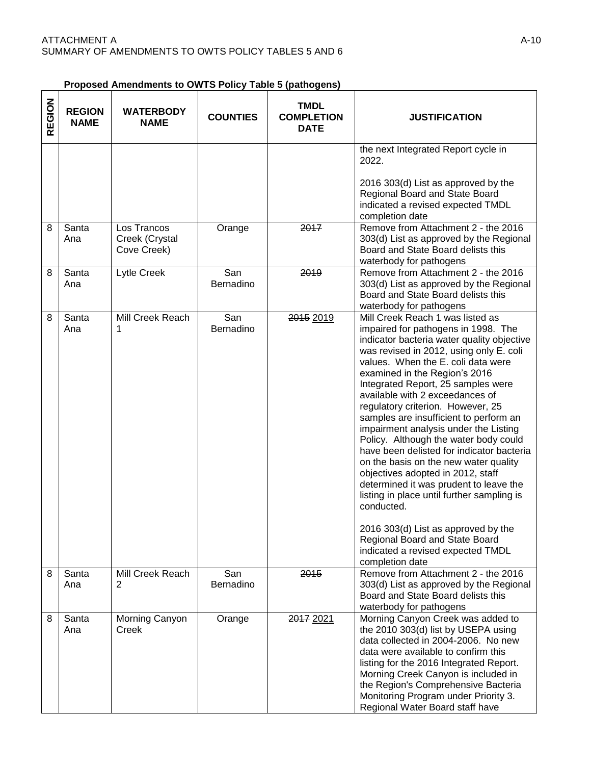**Proposed Amendments to OWTS Policy Table 5 (pathogens)**

| REGION | REGION NAME | WATERBODY NAME | COUNTIES | TMDL COMPLETION DATE | JUSTIFICATION |
|---|---|---|---|---|---|
| | | | | | the next Integrated Report cycle in 2022.<br><br>2016 303(d) List as approved by the Regional Board and State Board indicated a revised expected TMDL completion date |
| 8 | Santa Ana | Los Trancos Creek (Crystal Cove Creek) | Orange | ~~2017~~ | Remove from Attachment 2 - the 2016 303(d) List as approved by the Regional Board and State Board delists this waterbody for pathogens |
| 8 | Santa Ana | Lytle Creek | San Bernadino | ~~2019~~ | Remove from Attachment 2 - the 2016 303(d) List as approved by the Regional Board and State Board delists this waterbody for pathogens |
| 8 | Santa Ana | Mill Creek Reach 1 | San Bernadino | ~~2015~~ <u>2019</u> | Mill Creek Reach 1 was listed as impaired for pathogens in 1998. The indicator bacteria water quality objective was revised in 2012, using only E. coli values. When the E. coli data were examined in the Region's 2016 Integrated Report, 25 samples were available with 2 exceedances of regulatory criterion. However, 25 samples are insufficient to perform an impairment analysis under the Listing Policy. Although the water body could have been delisted for indicator bacteria on the basis on the new water quality objectives adopted in 2012, staff determined it was prudent to leave the listing in place until further sampling is conducted.<br><br>2016 303(d) List as approved by the Regional Board and State Board indicated a revised expected TMDL completion date |
| 8 | Santa Ana | Mill Creek Reach 2 | San Bernadino | ~~2015~~ | Remove from Attachment 2 - the 2016 303(d) List as approved by the Regional Board and State Board delists this waterbody for pathogens |
| 8 | Santa Ana | Morning Canyon Creek | Orange | ~~2017~~ <u>2021</u> | Morning Canyon Creek was added to the 2010 303(d) list by USEPA using data collected in 2004-2006. No new data were available to confirm this listing for the 2016 Integrated Report. Morning Creek Canyon is included in the Region's Comprehensive Bacteria Monitoring Program under Priority 3. Regional Water Board staff have |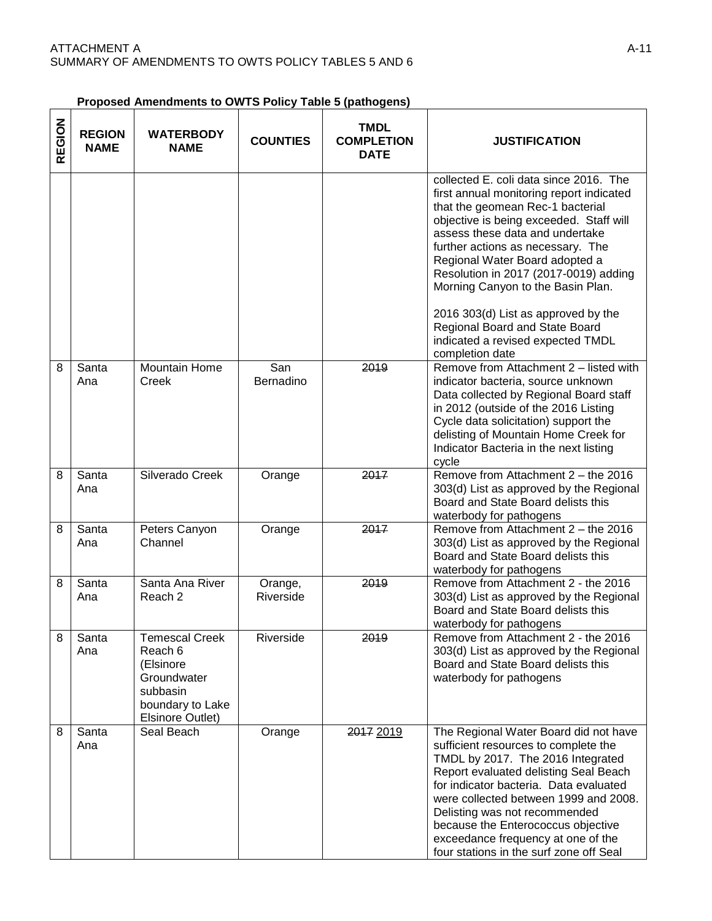**Proposed Amendments to OWTS Policy Table 5 (pathogens)**

| REGION | REGION NAME | WATERBODY NAME | COUNTIES | TMDL COMPLETION DATE | JUSTIFICATION |
|---|---|---|---|---|---|
| | | | | | collected E. coli data since 2016. The first annual monitoring report indicated that the geomean Rec-1 bacterial objective is being exceeded. Staff will assess these data and undertake further actions as necessary. The Regional Water Board adopted a Resolution in 2017 (2017-0019) adding Morning Canyon to the Basin Plan.<br><br>2016 303(d) List as approved by the Regional Board and State Board indicated a revised expected TMDL completion date |
| 8 | Santa Ana | Mountain Home Creek | San Bernadino | ~~2019~~ | Remove from Attachment 2 – listed with indicator bacteria, source unknown Data collected by Regional Board staff in 2012 (outside of the 2016 Listing Cycle data solicitation) support the delisting of Mountain Home Creek for Indicator Bacteria in the next listing cycle |
| 8 | Santa Ana | Silverado Creek | Orange | ~~2017~~ | Remove from Attachment 2 – the 2016 303(d) List as approved by the Regional Board and State Board delists this waterbody for pathogens |
| 8 | Santa Ana | Peters Canyon Channel | Orange | ~~2017~~ | Remove from Attachment 2 – the 2016 303(d) List as approved by the Regional Board and State Board delists this waterbody for pathogens |
| 8 | Santa Ana | Santa Ana River Reach 2 | Orange, Riverside | ~~2019~~ | Remove from Attachment 2 - the 2016 303(d) List as approved by the Regional Board and State Board delists this waterbody for pathogens |
| 8 | Santa Ana | Temescal Creek Reach 6 (Elsinore Groundwater subbasin boundary to Lake Elsinore Outlet) | Riverside | ~~2019~~ | Remove from Attachment 2 - the 2016 303(d) List as approved by the Regional Board and State Board delists this waterbody for pathogens |
| 8 | Santa Ana | Seal Beach | Orange | ~~2017~~ <u>2019</u> | The Regional Water Board did not have sufficient resources to complete the TMDL by 2017. The 2016 Integrated Report evaluated delisting Seal Beach for indicator bacteria. Data evaluated were collected between 1999 and 2008. Delisting was not recommended because the Enterococcus objective exceedance frequency at one of the four stations in the surf zone off Seal |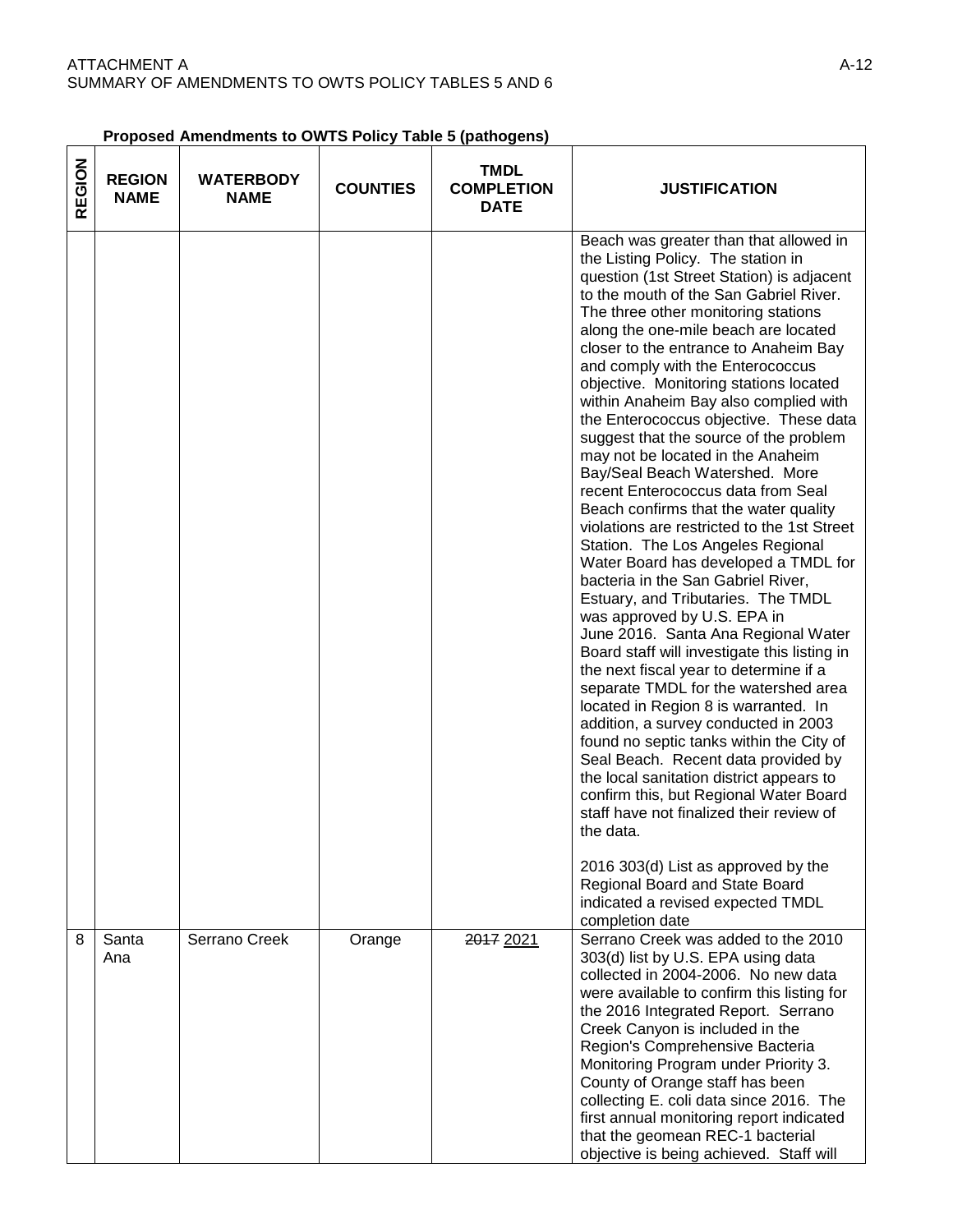**Proposed Amendments to OWTS Policy Table 5 (pathogens)**

| REGION | REGION NAME | WATERBODY NAME | COUNTIES | TMDL COMPLETION DATE | JUSTIFICATION |
|---|---|---|---|---|---|
| | | | | | Beach was greater than that allowed in the Listing Policy. The station in question (1st Street Station) is adjacent to the mouth of the San Gabriel River. The three other monitoring stations along the one-mile beach are located closer to the entrance to Anaheim Bay and comply with the Enterococcus objective. Monitoring stations located within Anaheim Bay also complied with the Enterococcus objective. These data suggest that the source of the problem may not be located in the Anaheim Bay/Seal Beach Watershed. More recent Enterococcus data from Seal Beach confirms that the water quality violations are restricted to the 1st Street Station. The Los Angeles Regional Water Board has developed a TMDL for bacteria in the San Gabriel River, Estuary, and Tributaries. The TMDL was approved by U.S. EPA in June 2016. Santa Ana Regional Water Board staff will investigate this listing in the next fiscal year to determine if a separate TMDL for the watershed area located in Region 8 is warranted. In addition, a survey conducted in 2003 found no septic tanks within the City of Seal Beach. Recent data provided by the local sanitation district appears to confirm this, but Regional Water Board staff have not finalized their review of the data.<br><br>2016 303(d) List as approved by the Regional Board and State Board indicated a revised expected TMDL completion date |
| 8 | Santa Ana | Serrano Creek | Orange | ~~2017~~ <u>2021</u> | Serrano Creek was added to the 2010 303(d) list by U.S. EPA using data collected in 2004-2006. No new data were available to confirm this listing for the 2016 Integrated Report. Serrano Creek Canyon is included in the Region's Comprehensive Bacteria Monitoring Program under Priority 3. County of Orange staff has been collecting E. coli data since 2016. The first annual monitoring report indicated that the geomean REC-1 bacterial objective is being achieved. Staff will |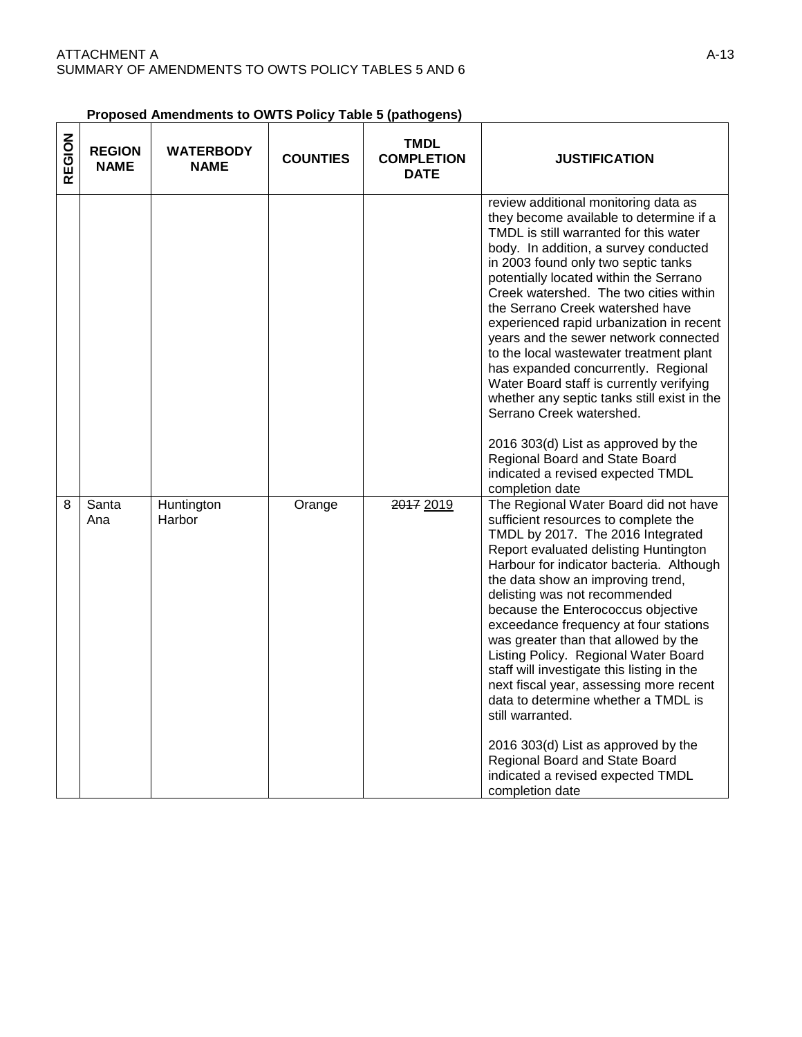**Proposed Amendments to OWTS Policy Table 5 (pathogens)**

| REGION | REGION NAME | WATERBODY NAME | COUNTIES | TMDL COMPLETION DATE | JUSTIFICATION |
|---|---|---|---|---|---|
| | | | | | review additional monitoring data as they become available to determine if a TMDL is still warranted for this water body. In addition, a survey conducted in 2003 found only two septic tanks potentially located within the Serrano Creek watershed. The two cities within the Serrano Creek watershed have experienced rapid urbanization in recent years and the sewer network connected to the local wastewater treatment plant has expanded concurrently. Regional Water Board staff is currently verifying whether any septic tanks still exist in the Serrano Creek watershed. <br><br> 2016 303(d) List as approved by the Regional Board and State Board indicated a revised expected TMDL completion date |
| 8 | Santa Ana | Huntington Harbor | Orange | ~~2017~~ <u>2019</u> | The Regional Water Board did not have sufficient resources to complete the TMDL by 2017. The 2016 Integrated Report evaluated delisting Huntington Harbour for indicator bacteria. Although the data show an improving trend, delisting was not recommended because the Enterococcus objective exceedance frequency at four stations was greater than that allowed by the Listing Policy. Regional Water Board staff will investigate this listing in the next fiscal year, assessing more recent data to determine whether a TMDL is still warranted. <br><br> 2016 303(d) List as approved by the Regional Board and State Board indicated a revised expected TMDL completion date |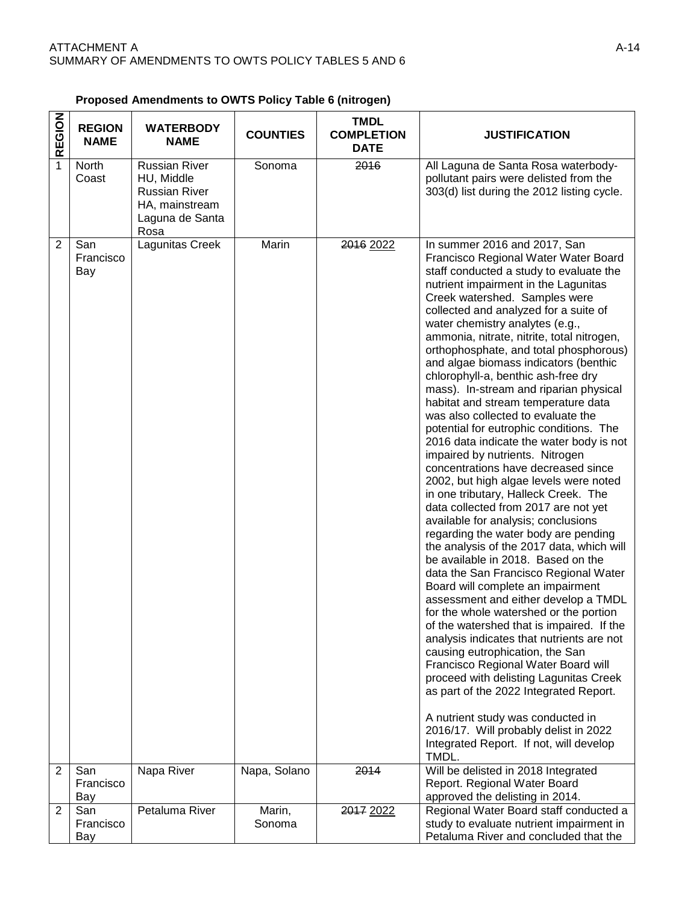**Proposed Amendments to OWTS Policy Table 6 (nitrogen)**

| REGION | REGION NAME | WATERBODY NAME | COUNTIES | TMDL COMPLETION DATE | JUSTIFICATION |
|---|---|---|---|---|---|
| 1 | North Coast | Russian River HU, Middle Russian River HA, mainstream Laguna de Santa Rosa | Sonoma | ~~2016~~ | All Laguna de Santa Rosa waterbody-pollutant pairs were delisted from the 303(d) list during the 2012 listing cycle. |
| 2 | San Francisco Bay | Lagunitas Creek | Marin | ~~2016~~ <u>2022</u> | <u>In summer 2016 and 2017, San Francisco Regional Water Water Board staff conducted a study to evaluate the nutrient impairment in the Lagunitas Creek watershed. Samples were collected and analyzed for a suite of water chemistry analytes (e.g., ammonia, nitrate, nitrite, total nitrogen, orthophosphate, and total phosphorous) and algae biomass indicators (benthic chlorophyll-a, benthic ash-free dry mass). In-stream and riparian physical habitat and stream temperature data was also collected to evaluate the potential for eutrophic conditions. The 2016 data indicate the water body is not impaired by nutrients. Nitrogen concentrations have decreased since 2002, but high algae levels were noted in one tributary, Halleck Creek. The data collected from 2017 are not yet available for analysis; conclusions regarding the water body are pending the analysis of the 2017 data, which will be available in 2018. Based on the data the San Francisco Regional Water Board will complete an impairment assessment and either develop a TMDL for the whole watershed or the portion of the watershed that is impaired. If the analysis indicates that nutrients are not causing eutrophication, the San Francisco Regional Water Board will proceed with delisting Lagunitas Creek as part of the 2022 Integrated Report.</u><br><br>~~A nutrient study was conducted in 2016/17. Will probably delist in 2022 Integrated Report. If not, will develop TMDL.~~ |
| 2 | San Francisco Bay | Napa River | Napa, Solano | ~~2014~~ | Will be delisted in 2018 Integrated Report. Regional Water Board approved the delisting in 2014. |
| 2 | San Francisco Bay | Petaluma River | Marin, Sonoma | ~~2017~~ <u>2022</u> | <u>Regional Water Board staff conducted a study to evaluate nutrient impairment in Petaluma River and concluded that the</u> |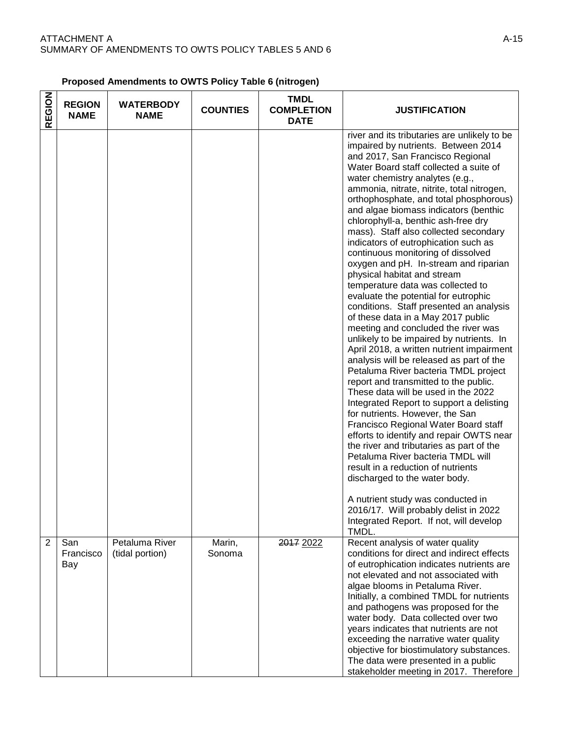**Proposed Amendments to OWTS Policy Table 6 (nitrogen)**

| REGION | REGION NAME | WATERBODY NAME | COUNTIES | TMDL COMPLETION DATE | JUSTIFICATION |
|---|---|---|---|---|---|
| | | | | | river and its tributaries are unlikely to be impaired by nutrients. Between 2014 and 2017, San Francisco Regional Water Board staff collected a suite of water chemistry analytes (e.g., ammonia, nitrate, nitrite, total nitrogen, orthophosphate, and total phosphorous) and algae biomass indicators (benthic chlorophyll-a, benthic ash-free dry mass). Staff also collected secondary indicators of eutrophication such as continuous monitoring of dissolved oxygen and pH. In-stream and riparian physical habitat and stream temperature data was collected to evaluate the potential for eutrophic conditions. Staff presented an analysis of these data in a May 2017 public meeting and concluded the river was unlikely to be impaired by nutrients. In April 2018, a written nutrient impairment analysis will be released as part of the Petaluma River bacteria TMDL project report and transmitted to the public. These data will be used in the 2022 Integrated Report to support a delisting for nutrients. However, the San Francisco Regional Water Board staff efforts to identify and repair OWTS near the river and tributaries as part of the Petaluma River bacteria TMDL will result in a reduction of nutrients discharged to the water body.<br><br>A nutrient study was conducted in 2016/17. Will probably delist in 2022 Integrated Report. If not, will develop TMDL. |
| 2 | San Francisco Bay | Petaluma River (tidal portion) | Marin, Sonoma | ~~2017~~ <u>2022</u> | Recent analysis of water quality conditions for direct and indirect effects of eutrophication indicates nutrients are not elevated and not associated with algae blooms in Petaluma River. Initially, a combined TMDL for nutrients and pathogens was proposed for the water body. Data collected over two years indicates that nutrients are not exceeding the narrative water quality objective for biostimulatory substances. The data were presented in a public stakeholder meeting in 2017. Therefore |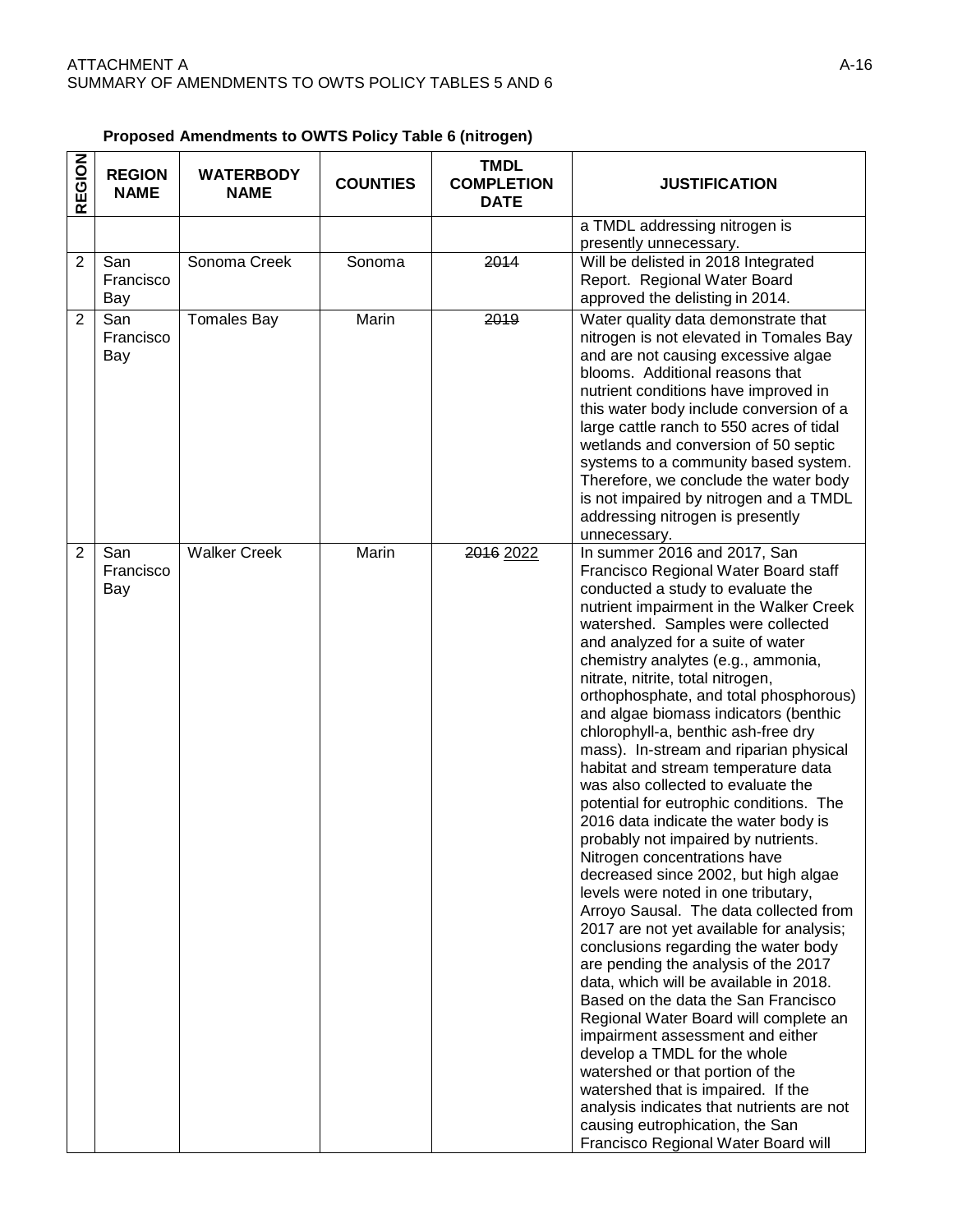**Proposed Amendments to OWTS Policy Table 6 (nitrogen)**

| REGION | REGION NAME | WATERBODY NAME | COUNTIES | TMDL COMPLETION DATE | JUSTIFICATION |
|---|---|---|---|---|---|
| | | | | | a TMDL addressing nitrogen is presently unnecessary. |
| 2 | San Francisco Bay | Sonoma Creek | Sonoma | ~~2014~~ | Will be delisted in 2018 Integrated Report. Regional Water Board approved the delisting in 2014. |
| 2 | San Francisco Bay | Tomales Bay | Marin | ~~2019~~ | Water quality data demonstrate that nitrogen is not elevated in Tomales Bay and are not causing excessive algae blooms. Additional reasons that nutrient conditions have improved in this water body include conversion of a large cattle ranch to 550 acres of tidal wetlands and conversion of 50 septic systems to a community based system. Therefore, we conclude the water body is not impaired by nitrogen and a TMDL addressing nitrogen is presently unnecessary. |
| 2 | San Francisco Bay | Walker Creek | Marin | ~~2016~~ 2022 | In summer 2016 and 2017, San Francisco Regional Water Board staff conducted a study to evaluate the nutrient impairment in the Walker Creek watershed. Samples were collected and analyzed for a suite of water chemistry analytes (e.g., ammonia, nitrate, nitrite, total nitrogen, orthophosphate, and total phosphorous) and algae biomass indicators (benthic chlorophyll-a, benthic ash-free dry mass). In-stream and riparian physical habitat and stream temperature data was also collected to evaluate the potential for eutrophic conditions. The 2016 data indicate the water body is probably not impaired by nutrients. Nitrogen concentrations have decreased since 2002, but high algae levels were noted in one tributary, Arroyo Sausal. The data collected from 2017 are not yet available for analysis; conclusions regarding the water body are pending the analysis of the 2017 data, which will be available in 2018. Based on the data the San Francisco Regional Water Board will complete an impairment assessment and either develop a TMDL for the whole watershed or that portion of the watershed that is impaired. If the analysis indicates that nutrients are not causing eutrophication, the San Francisco Regional Water Board will |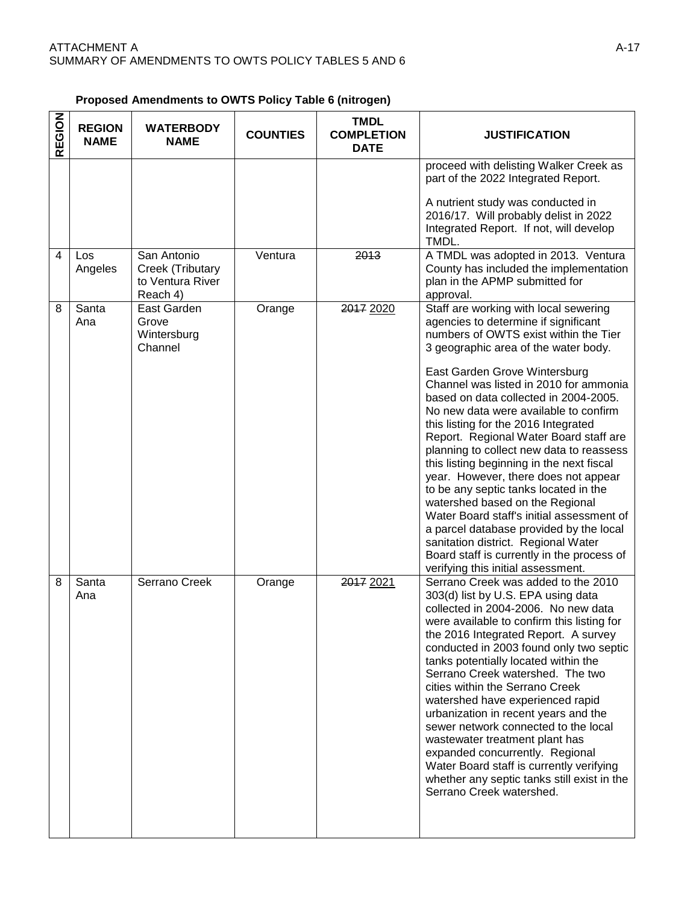**Proposed Amendments to OWTS Policy Table 6 (nitrogen)**

| REGION | REGION NAME | WATERBODY NAME | COUNTIES | TMDL COMPLETION DATE | JUSTIFICATION |
|---|---|---|---|---|---|
| | | | | | proceed with delisting Walker Creek as part of the 2022 Integrated Report.<br><br>A nutrient study was conducted in 2016/17. Will probably delist in 2022 Integrated Report. If not, will develop TMDL. |
| 4 | Los Angeles | San Antonio Creek (Tributary to Ventura River Reach 4) | Ventura | ~~2013~~ | A TMDL was adopted in 2013. Ventura County has included the implementation plan in the APMP submitted for approval. |
| 8 | Santa Ana | East Garden Grove Wintersburg Channel | Orange | ~~2017~~ <u>2020</u> | Staff are working with local sewering agencies to determine if significant numbers of OWTS exist within the Tier 3 geographic area of the water body.<br><br>East Garden Grove Wintersburg Channel was listed in 2010 for ammonia based on data collected in 2004-2005. No new data were available to confirm this listing for the 2016 Integrated Report. Regional Water Board staff are planning to collect new data to reassess this listing beginning in the next fiscal year. However, there does not appear to be any septic tanks located in the watershed based on the Regional Water Board staff's initial assessment of a parcel database provided by the local sanitation district. Regional Water Board staff is currently in the process of verifying this initial assessment. |
| 8 | Santa Ana | Serrano Creek | Orange | ~~2017~~ <u>2021</u> | Serrano Creek was added to the 2010 303(d) list by U.S. EPA using data collected in 2004-2006. No new data were available to confirm this listing for the 2016 Integrated Report. A survey conducted in 2003 found only two septic tanks potentially located within the Serrano Creek watershed. The two cities within the Serrano Creek watershed have experienced rapid urbanization in recent years and the sewer network connected to the local wastewater treatment plant has expanded concurrently. Regional Water Board staff is currently verifying whether any septic tanks still exist in the Serrano Creek watershed. |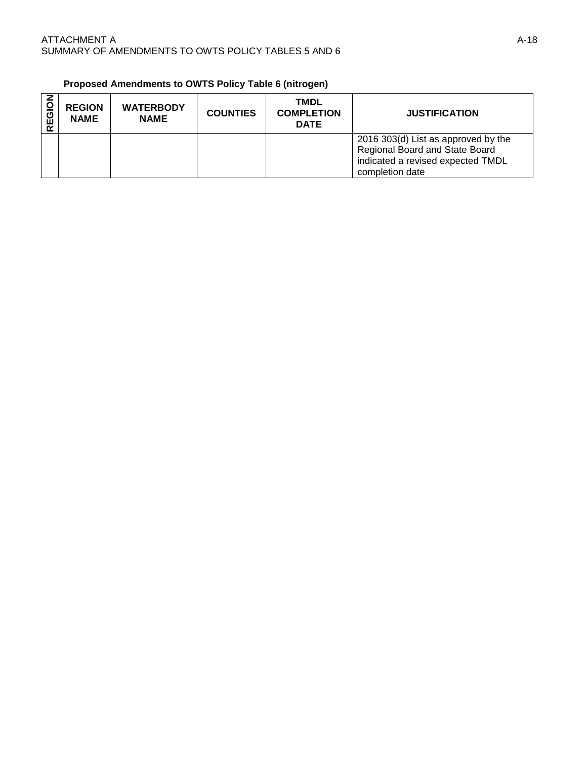**Proposed Amendments to OWTS Policy Table 6 (nitrogen)**

| REGION | REGION NAME | WATERBODY NAME | COUNTIES | TMDL COMPLETION DATE | JUSTIFICATION |
|---|---|---|---|---|---|
| | | | | | 2016 303(d) List as approved by the Regional Board and State Board indicated a revised expected TMDL completion date |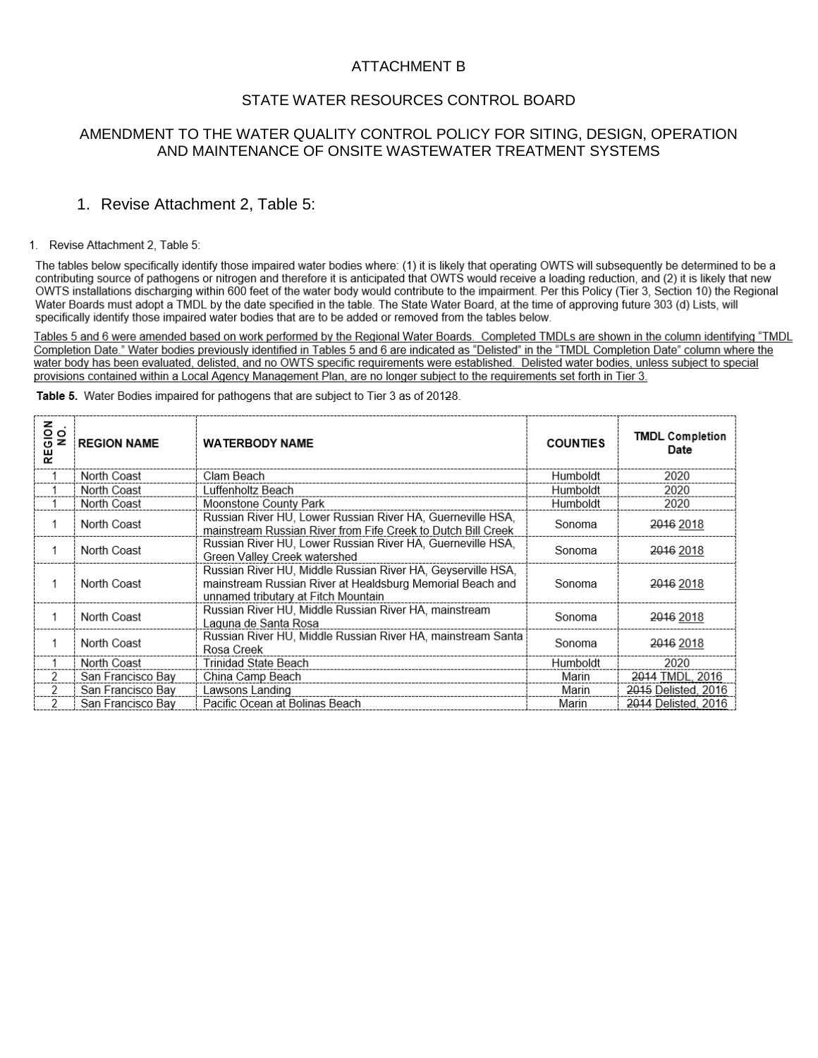ATTACHMENT B

STATE WATER RESOURCES CONTROL BOARD

AMENDMENT TO THE WATER QUALITY CONTROL POLICY FOR SITING, DESIGN, OPERATION AND MAINTENANCE OF ONSITE WASTEWATER TREATMENT SYSTEMS

1. Revise Attachment 2, Table 5:

1. Revise Attachment 2, Table 5:

The tables below specifically identify those impaired water bodies where: (1) it is likely that operating OWTS will subsequently be determined to be a contributing source of pathogens or nitrogen and therefore it is anticipated that OWTS would receive a loading reduction, and (2) it is likely that new OWTS installations discharging within 600 feet of the water body would contribute to the impairment. Per this Policy (Tier 3, Section 10) the Regional Water Boards must adopt a TMDL by the date specified in the table. The State Water Board, at the time of approving future 303 (d) Lists, will specifically identify those impaired water bodies that are to be added or removed from the tables below.

<u>Tables 5 and 6 were amended based on work performed by the Regional Water Boards. Completed TMDLs are shown in the column identifying "TMDL Completion Date." Water bodies previously identified in Tables 5 and 6 are indicated as "Delisted" in the "TMDL Completion Date" column where the water body has been evaluated, delisted, and no OWTS specific requirements were established. Delisted water bodies, unless subject to special provisions contained within a Local Agency Management Plan, are no longer subject to the requirements set forth in Tier 3.</u>

**Table 5.** Water Bodies impaired for pathogens that are subject to Tier 3 as of 201~~2~~8.

| REGION NO. | REGION NAME | WATERBODY NAME | COUNTIES | TMDL Completion Date |
|---|---|---|---|---|
| 1 | North Coast | Clam Beach | Humboldt | 2020 |
| 1 | North Coast | Luffenholtz Beach | Humboldt | 2020 |
| 1 | North Coast | Moonstone County Park | Humboldt | 2020 |
| 1 | North Coast | Russian River HU, Lower Russian River HA, Guerneville HSA, mainstream Russian River from Fife Creek to Dutch Bill Creek | Sonoma | ~~2016~~ <u>2018</u> |
| 1 | North Coast | Russian River HU, Lower Russian River HA, Guerneville HSA, Green Valley Creek watershed | Sonoma | ~~2016~~ <u>2018</u> |
| 1 | North Coast | Russian River HU, Middle Russian River HA, Geyserville HSA, mainstream Russian River at Healdsburg Memorial Beach and unnamed tributary at Fitch Mountain | Sonoma | ~~2016~~ <u>2018</u> |
| 1 | North Coast | Russian River HU, Middle Russian River HA, mainstream Laguna de Santa Rosa | Sonoma | ~~2016~~ <u>2018</u> |
| 1 | North Coast | Russian River HU, Middle Russian River HA, mainstream Santa Rosa Creek | Sonoma | ~~2016~~ <u>2018</u> |
| 1 | North Coast | Trinidad State Beach | Humboldt | 2020 |
| 2 | San Francisco Bay | China Camp Beach | Marin | ~~2014~~ <u>TMDL, 2016</u> |
| 2 | San Francisco Bay | Lawsons Landing | Marin | ~~2015~~ <u>Delisted, 2016</u> |
| 2 | San Francisco Bay | Pacific Ocean at Bolinas Beach | Marin | ~~2014~~ <u>Delisted, 2016</u> |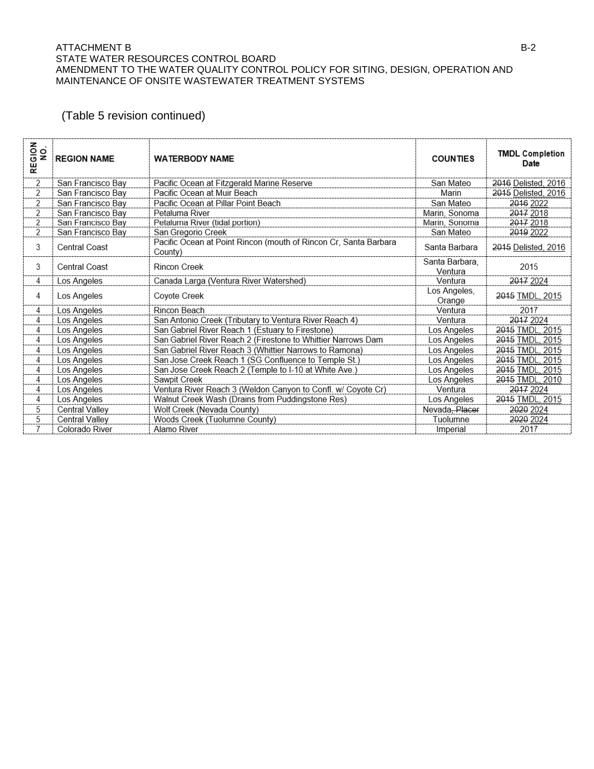ATTACHMENT B
STATE WATER RESOURCES CONTROL BOARD
AMENDMENT TO THE WATER QUALITY CONTROL POLICY FOR SITING, DESIGN, OPERATION AND MAINTENANCE OF ONSITE WASTEWATER TREATMENT SYSTEMS

(Table 5 revision continued)

| REGION NO. | REGION NAME | WATERBODY NAME | COUNTIES | TMDL Completion Date |
|---|---|---|---|---|
| 2 | San Francisco Bay | Pacific Ocean at Fitzgerald Marine Reserve | San Mateo | ~~2016~~ Delisted, 2016 |
| 2 | San Francisco Bay | Pacific Ocean at Muir Beach | Marin | ~~2015~~ Delisted, 2016 |
| 2 | San Francisco Bay | Pacific Ocean at Pillar Point Beach | San Mateo | ~~2016~~ 2022 |
| 2 | San Francisco Bay | Petaluma River | Marin, Sonoma | ~~2017~~ 2018 |
| 2 | San Francisco Bay | Petaluma River (tidal portion) | Marin, Sonoma | ~~2017~~ 2018 |
| 2 | San Francisco Bay | San Gregorio Creek | San Mateo | ~~2019~~ 2022 |
| 3 | Central Coast | Pacific Ocean at Point Rincon (mouth of Rincon Cr, Santa Barbara County) | Santa Barbara | ~~2015~~ Delisted, 2016 |
| 3 | Central Coast | Rincon Creek | Santa Barbara, Ventura | 2015 |
| 4 | Los Angeles | Canada Larga (Ventura River Watershed) | Ventura | ~~2017~~ 2024 |
| 4 | Los Angeles | Coyote Creek | Los Angeles, Orange | ~~2015~~ TMDL, 2015 |
| 4 | Los Angeles | Rincon Beach | Ventura | 2017 |
| 4 | Los Angeles | San Antonio Creek (Tributary to Ventura River Reach 4) | Ventura | ~~2017~~ 2024 |
| 4 | Los Angeles | San Gabriel River Reach 1 (Estuary to Firestone) | Los Angeles | ~~2015~~ TMDL, 2015 |
| 4 | Los Angeles | San Gabriel River Reach 2 (Firestone to Whittier Narrows Dam | Los Angeles | ~~2015~~ TMDL, 2015 |
| 4 | Los Angeles | San Gabriel River Reach 3 (Whittier Narrows to Ramona) | Los Angeles | ~~2015~~ TMDL, 2015 |
| 4 | Los Angeles | San Jose Creek Reach 1 (SG Confluence to Temple St.) | Los Angeles | ~~2015~~ TMDL, 2015 |
| 4 | Los Angeles | San Jose Creek Reach 2 (Temple to I-10 at White Ave.) | Los Angeles | ~~2015~~ TMDL, 2015 |
| 4 | Los Angeles | Sawpit Creek | Los Angeles | ~~2015~~ TMDL, 2010 |
| 4 | Los Angeles | Ventura River Reach 3 (Weldon Canyon to Confl. w/ Coyote Cr) | Ventura | ~~2017~~ 2024 |
| 4 | Los Angeles | Walnut Creek Wash (Drains from Puddingstone Res) | Los Angeles | ~~2015~~ TMDL, 2015 |
| 5 | Central Valley | Wolf Creek (Nevada County) | Nevada~~, Placer~~ | ~~2020~~ 2024 |
| 5 | Central Valley | Woods Creek (Tuolumne County) | Tuolumne | ~~2020~~ 2024 |
| 7 | Colorado River | Alamo River | Imperial | 2017 |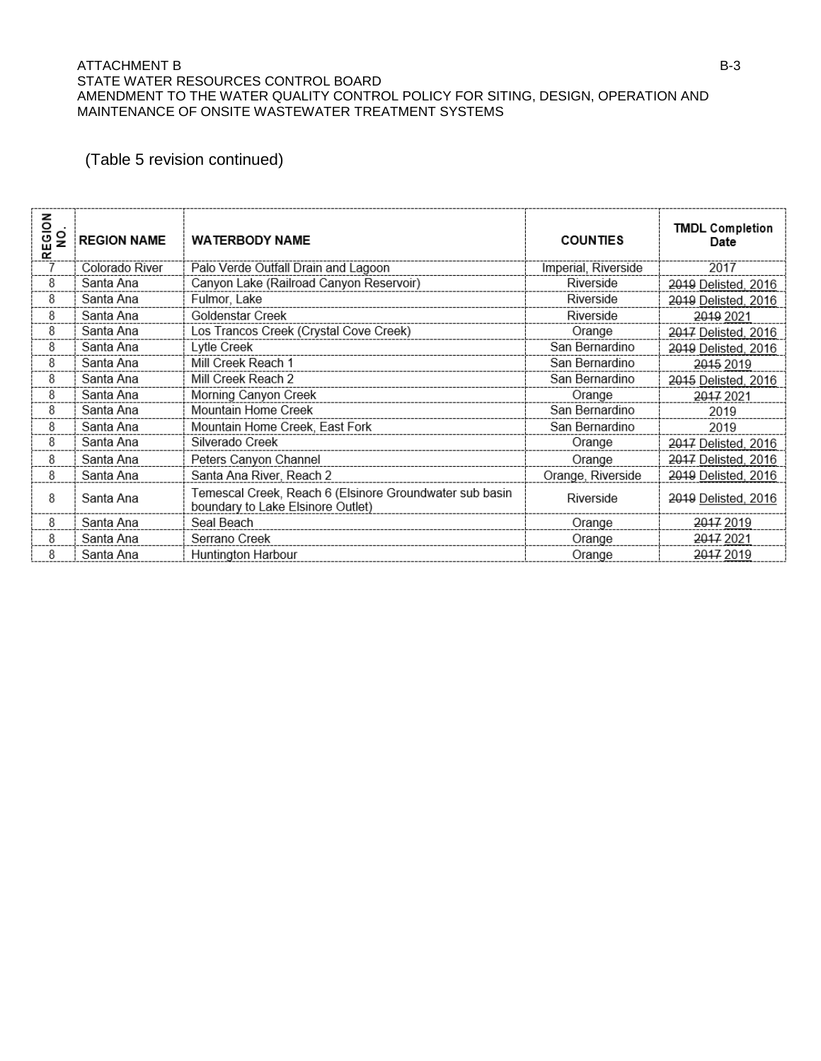(Table 5 revision continued)

| REGION NO. | REGION NAME | WATERBODY NAME | COUNTIES | TMDL Completion Date |
|---|---|---|---|---|
| 7 | Colorado River | Palo Verde Outfall Drain and Lagoon | Imperial, Riverside | 2017 |
| 8 | Santa Ana | Canyon Lake (Railroad Canyon Reservoir) | Riverside | ~~2019~~ Delisted, 2016 |
| 8 | Santa Ana | Fulmor, Lake | Riverside | ~~2019~~ Delisted, 2016 |
| 8 | Santa Ana | Goldenstar Creek | Riverside | ~~2019~~ 2021 |
| 8 | Santa Ana | Los Trancos Creek (Crystal Cove Creek) | Orange | ~~2017~~ Delisted, 2016 |
| 8 | Santa Ana | Lytle Creek | San Bernardino | ~~2019~~ Delisted, 2016 |
| 8 | Santa Ana | Mill Creek Reach 1 | San Bernardino | ~~2015~~ 2019 |
| 8 | Santa Ana | Mill Creek Reach 2 | San Bernardino | ~~2015~~ Delisted, 2016 |
| 8 | Santa Ana | Morning Canyon Creek | Orange | ~~2017~~ 2021 |
| 8 | Santa Ana | Mountain Home Creek | San Bernardino | 2019 |
| 8 | Santa Ana | Mountain Home Creek, East Fork | San Bernardino | 2019 |
| 8 | Santa Ana | Silverado Creek | Orange | ~~2017~~ Delisted, 2016 |
| 8 | Santa Ana | Peters Canyon Channel | Orange | ~~2017~~ Delisted, 2016 |
| 8 | Santa Ana | Santa Ana River, Reach 2 | Orange, Riverside | ~~2019~~ Delisted, 2016 |
| 8 | Santa Ana | Temescal Creek, Reach 6 (Elsinore Groundwater sub basin boundary to Lake Elsinore Outlet) | Riverside | ~~2019~~ Delisted, 2016 |
| 8 | Santa Ana | Seal Beach | Orange | ~~2017~~ 2019 |
| 8 | Santa Ana | Serrano Creek | Orange | ~~2017~~ 2021 |
| 8 | Santa Ana | Huntington Harbour | Orange | ~~2017~~ 2019 |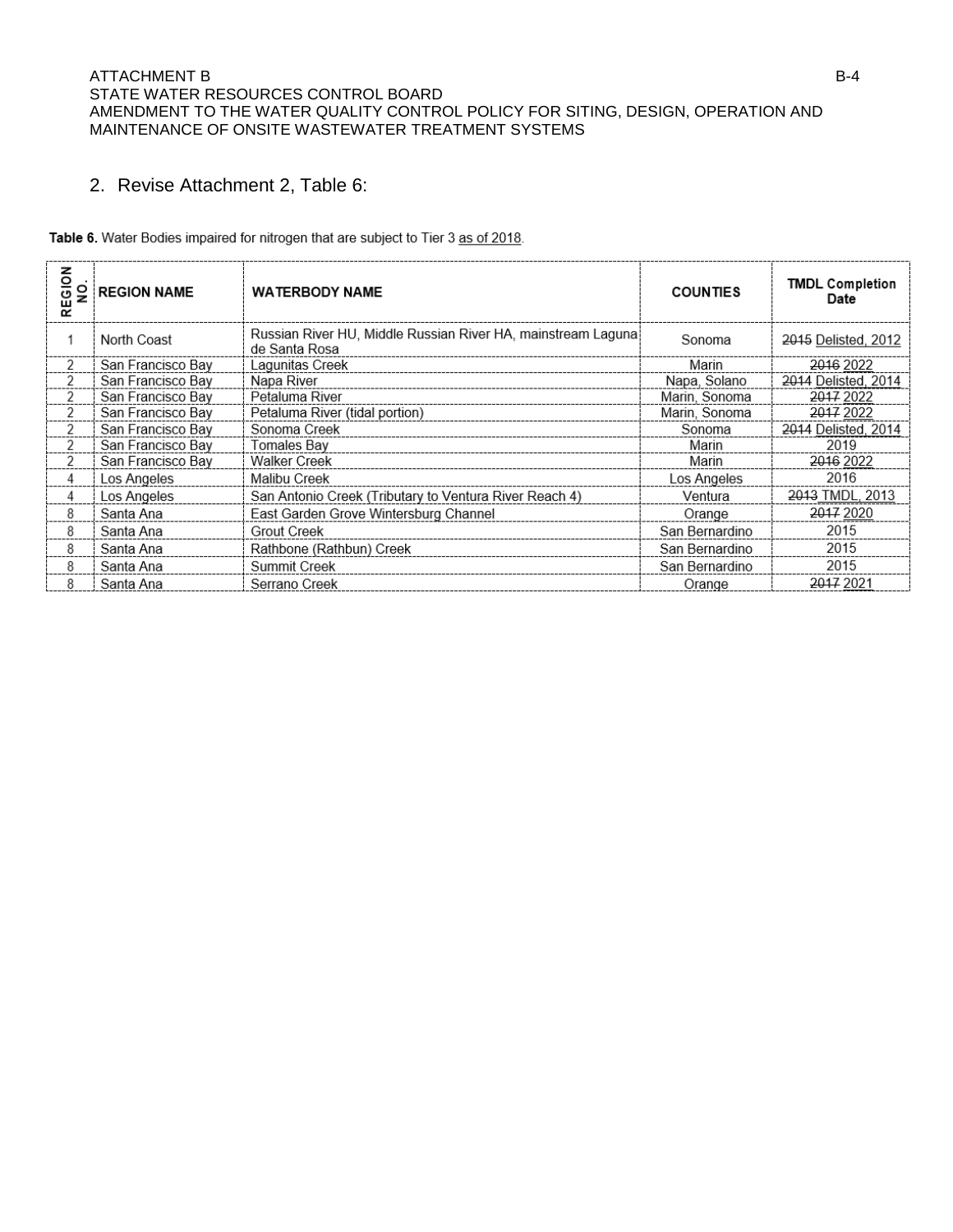ATTACHMENT B
STATE WATER RESOURCES CONTROL BOARD
AMENDMENT TO THE WATER QUALITY CONTROL POLICY FOR SITING, DESIGN, OPERATION AND MAINTENANCE OF ONSITE WASTEWATER TREATMENT SYSTEMS

2. Revise Attachment 2, Table 6:

**Table 6.** Water Bodies impaired for nitrogen that are subject to Tier 3 as of 2018.

| REGION NO. | REGION NAME | WATERBODY NAME | COUNTIES | TMDL Completion Date |
|---|---|---|---|---|
| 1 | North Coast | Russian River HU, Middle Russian River HA, mainstream Laguna de Santa Rosa | Sonoma | ~~2015~~ Delisted, 2012 |
| 2 | San Francisco Bay | Lagunitas Creek | Marin | ~~2016~~ 2022 |
| 2 | San Francisco Bay | Napa River | Napa, Solano | ~~2014~~ Delisted, 2014 |
| 2 | San Francisco Bay | Petaluma River | Marin, Sonoma | ~~2017~~ 2022 |
| 2 | San Francisco Bay | Petaluma River (tidal portion) | Marin, Sonoma | ~~2017~~ 2022 |
| 2 | San Francisco Bay | Sonoma Creek | Sonoma | ~~2014~~ Delisted, 2014 |
| 2 | San Francisco Bay | Tomales Bay | Marin | 2019 |
| 2 | San Francisco Bay | Walker Creek | Marin | ~~2016~~ 2022 |
| 4 | Los Angeles | Malibu Creek | Los Angeles | 2016 |
| 4 | Los Angeles | San Antonio Creek (Tributary to Ventura River Reach 4) | Ventura | ~~2013~~ TMDL, 2013 |
| 8 | Santa Ana | East Garden Grove Wintersburg Channel | Orange | ~~2017~~ 2020 |
| 8 | Santa Ana | Grout Creek | San Bernardino | 2015 |
| 8 | Santa Ana | Rathbone (Rathbun) Creek | San Bernardino | 2015 |
| 8 | Santa Ana | Summit Creek | San Bernardino | 2015 |
| 8 | Santa Ana | Serrano Creek | Orange | ~~2017~~ 2021 |